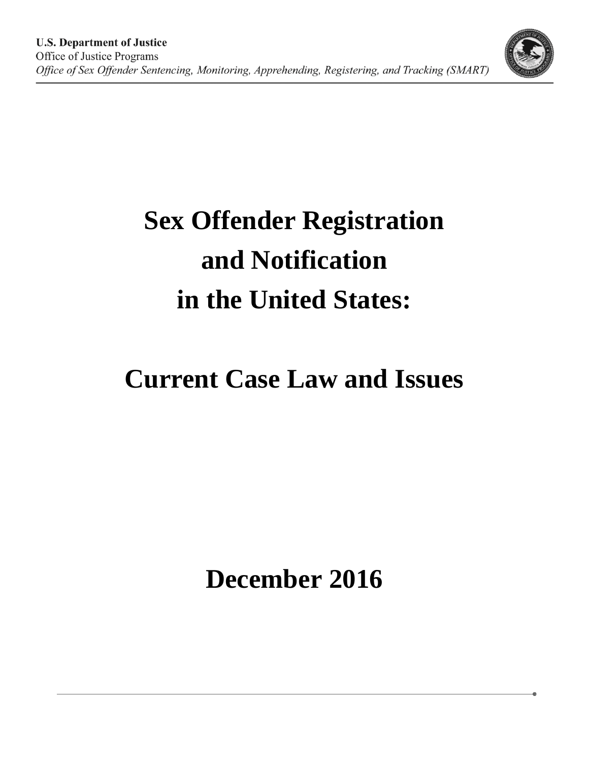**U.S. Department of Justice**
Office of Justice Programs
*Office of Sex Offender Sentencing, Monitoring, Apprehending, Registering, and Tracking (SMART)*

# Sex Offender Registration and Notification in the United States:

# Current Case Law and Issues

## December 2016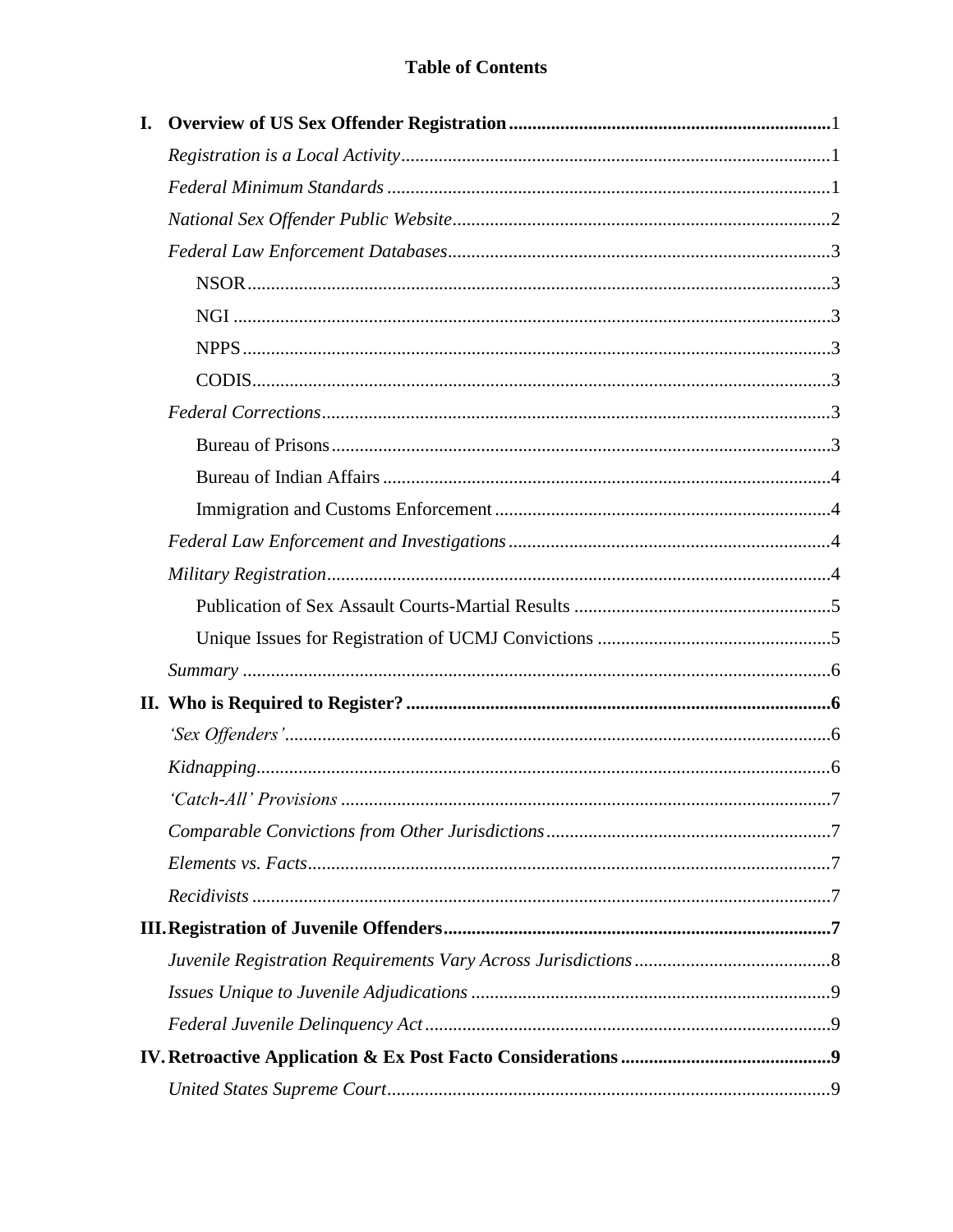**Table of Contents**

**I. Overview of US Sex Offender Registration** ..... 1

- *Registration is a Local Activity* ..... 1
- *Federal Minimum Standards* ..... 1
- *National Sex Offender Public Website* ..... 2
- *Federal Law Enforcement Databases* ..... 3
  - NSOR ..... 3
  - NGI ..... 3
  - NPPS ..... 3
  - CODIS ..... 3
- *Federal Corrections* ..... 3
  - Bureau of Prisons ..... 3
  - Bureau of Indian Affairs ..... 4
  - Immigration and Customs Enforcement ..... 4
- *Federal Law Enforcement and Investigations* ..... 4
- *Military Registration* ..... 4
  - Publication of Sex Assault Courts-Martial Results ..... 5
  - Unique Issues for Registration of UCMJ Convictions ..... 5
- *Summary* ..... 6

**II. Who is Required to Register?** ..... 6

- *'Sex Offenders'* ..... 6
- *Kidnapping* ..... 6
- *'Catch-All' Provisions* ..... 7
- *Comparable Convictions from Other Jurisdictions* ..... 7
- *Elements vs. Facts* ..... 7
- *Recidivists* ..... 7

**III. Registration of Juvenile Offenders** ..... 7

- *Juvenile Registration Requirements Vary Across Jurisdictions* ..... 8
- *Issues Unique to Juvenile Adjudications* ..... 9
- *Federal Juvenile Delinquency Act* ..... 9

**IV. Retroactive Application & Ex Post Facto Considerations** ..... 9

- *United States Supreme Court* ..... 9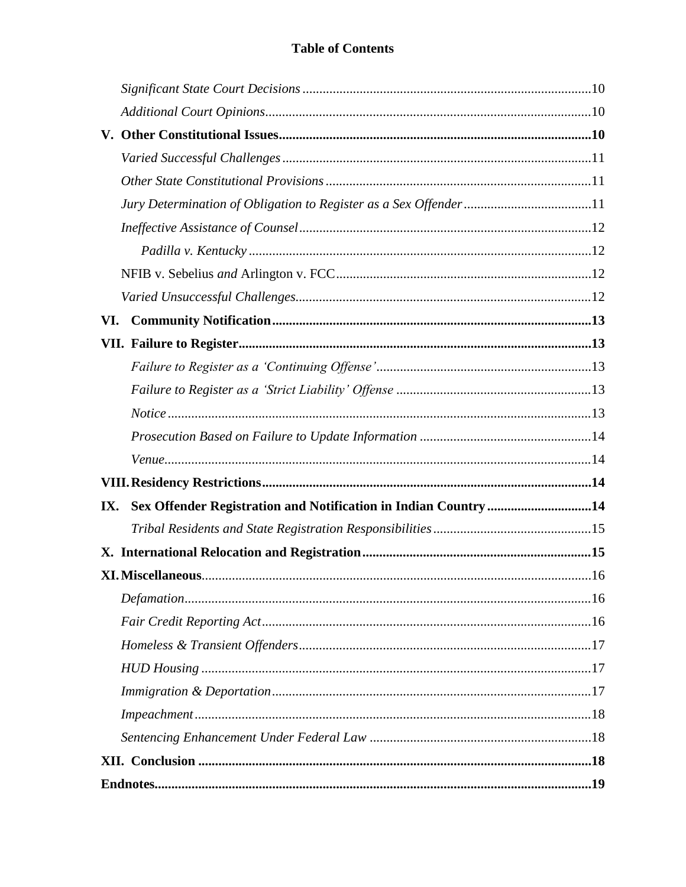**Table of Contents**

*Significant State Court Decisions* ..... 10

*Additional Court Opinions* ..... 10

**V. Other Constitutional Issues** ..... **10**

*Varied Successful Challenges* ..... 11

*Other State Constitutional Provisions* ..... 11

*Jury Determination of Obligation to Register as a Sex Offender* ..... 11

*Ineffective Assistance of Counsel* ..... 12

*Padilla v. Kentucky* ..... 12

NFIB v. Sebelius *and* Arlington v. FCC ..... 12

*Varied Unsuccessful Challenges* ..... 12

**VI. Community Notification** ..... **13**

**VII. Failure to Register** ..... **13**

*Failure to Register as a 'Continuing Offense'* ..... 13

*Failure to Register as a 'Strict Liability' Offense* ..... 13

*Notice* ..... 13

*Prosecution Based on Failure to Update Information* ..... 14

*Venue* ..... 14

**VIII. Residency Restrictions** ..... **14**

**IX. Sex Offender Registration and Notification in Indian Country** ..... **14**

*Tribal Residents and State Registration Responsibilities* ..... 15

**X. International Relocation and Registration** ..... **15**

**XI. Miscellaneous** ..... 16

*Defamation* ..... 16

*Fair Credit Reporting Act* ..... 16

*Homeless & Transient Offenders* ..... 17

*HUD Housing* ..... 17

*Immigration & Deportation* ..... 17

*Impeachment* ..... 18

*Sentencing Enhancement Under Federal Law* ..... 18

**XII. Conclusion** ..... **18**

**Endnotes** ..... **19**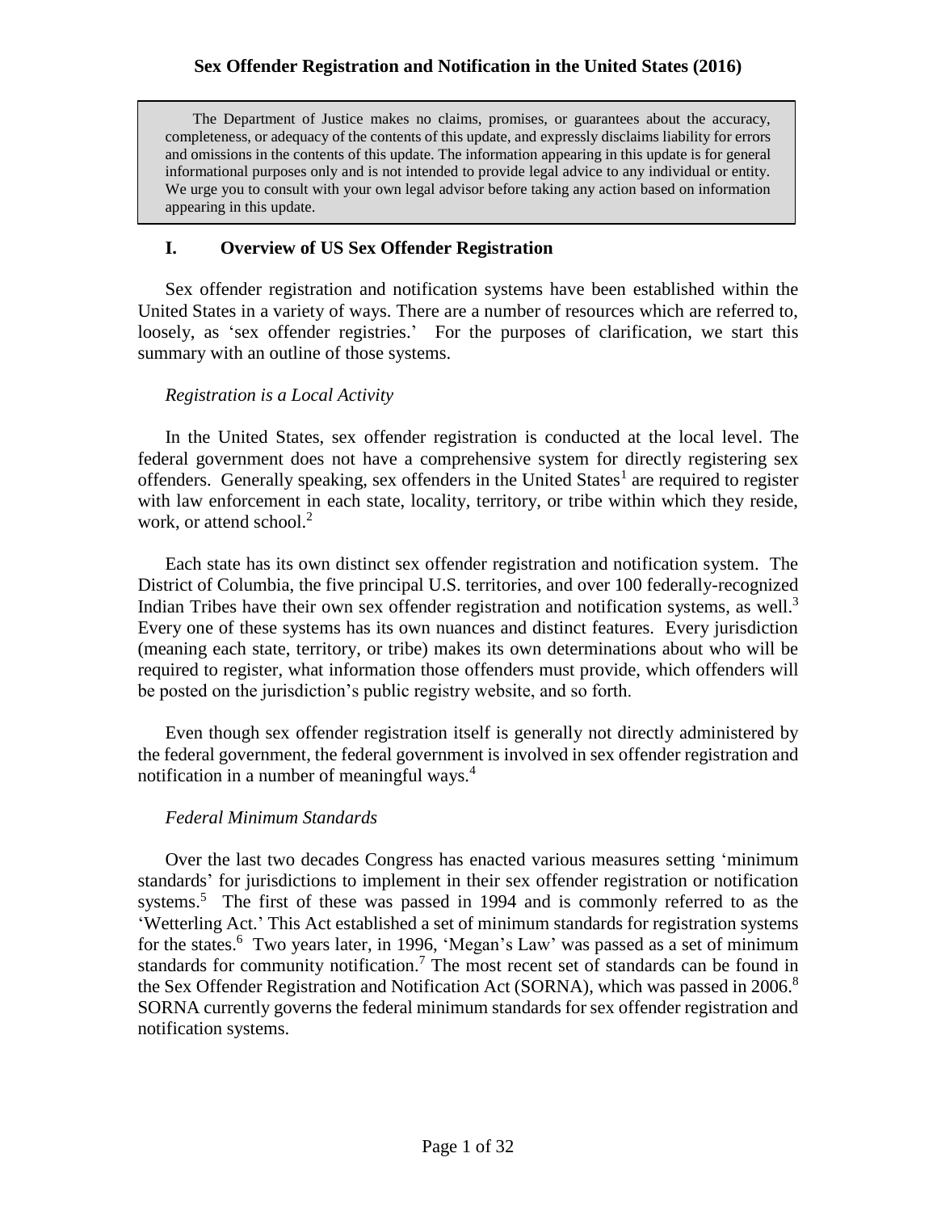# Sex Offender Registration and Notification in the United States (2016)

> The Department of Justice makes no claims, promises, or guarantees about the accuracy, completeness, or adequacy of the contents of this update, and expressly disclaims liability for errors and omissions in the contents of this update. The information appearing in this update is for general informational purposes only and is not intended to provide legal advice to any individual or entity. We urge you to consult with your own legal advisor before taking any action based on information appearing in this update.

## I. Overview of US Sex Offender Registration

Sex offender registration and notification systems have been established within the United States in a variety of ways. There are a number of resources which are referred to, loosely, as 'sex offender registries.' For the purposes of clarification, we start this summary with an outline of those systems.

*Registration is a Local Activity*

In the United States, sex offender registration is conducted at the local level. The federal government does not have a comprehensive system for directly registering sex offenders. Generally speaking, sex offenders in the United States[1] are required to register with law enforcement in each state, locality, territory, or tribe within which they reside, work, or attend school.[2]

Each state has its own distinct sex offender registration and notification system. The District of Columbia, the five principal U.S. territories, and over 100 federally-recognized Indian Tribes have their own sex offender registration and notification systems, as well.[3] Every one of these systems has its own nuances and distinct features. Every jurisdiction (meaning each state, territory, or tribe) makes its own determinations about who will be required to register, what information those offenders must provide, which offenders will be posted on the jurisdiction's public registry website, and so forth.

Even though sex offender registration itself is generally not directly administered by the federal government, the federal government is involved in sex offender registration and notification in a number of meaningful ways.[4]

*Federal Minimum Standards*

Over the last two decades Congress has enacted various measures setting 'minimum standards' for jurisdictions to implement in their sex offender registration or notification systems.[5] The first of these was passed in 1994 and is commonly referred to as the 'Wetterling Act.' This Act established a set of minimum standards for registration systems for the states.[6] Two years later, in 1996, 'Megan's Law' was passed as a set of minimum standards for community notification.[7] The most recent set of standards can be found in the Sex Offender Registration and Notification Act (SORNA), which was passed in 2006.[8] SORNA currently governs the federal minimum standards for sex offender registration and notification systems.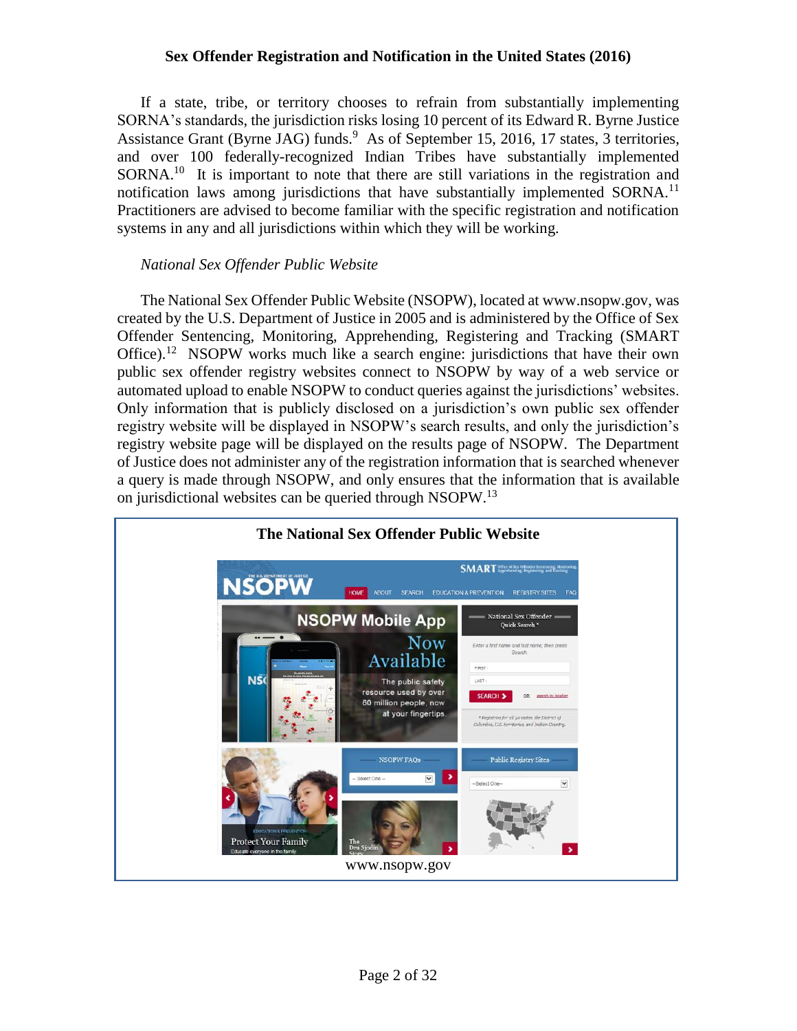If a state, tribe, or territory chooses to refrain from substantially implementing SORNA's standards, the jurisdiction risks losing 10 percent of its Edward R. Byrne Justice Assistance Grant (Byrne JAG) funds.[9] As of September 15, 2016, 17 states, 3 territories, and over 100 federally-recognized Indian Tribes have substantially implemented SORNA.[10] It is important to note that there are still variations in the registration and notification laws among jurisdictions that have substantially implemented SORNA.[11] Practitioners are advised to become familiar with the specific registration and notification systems in any and all jurisdictions within which they will be working.

*National Sex Offender Public Website*

The National Sex Offender Public Website (NSOPW), located at www.nsopw.gov, was created by the U.S. Department of Justice in 2005 and is administered by the Office of Sex Offender Sentencing, Monitoring, Apprehending, Registering and Tracking (SMART Office).[12] NSOPW works much like a search engine: jurisdictions that have their own public sex offender registry websites connect to NSOPW by way of a web service or automated upload to enable NSOPW to conduct queries against the jurisdictions' websites. Only information that is publicly disclosed on a jurisdiction's own public sex offender registry website will be displayed in NSOPW's search results, and only the jurisdiction's registry website page will be displayed on the results page of NSOPW. The Department of Justice does not administer any of the registration information that is searched whenever a query is made through NSOPW, and only ensures that the information that is available on jurisdictional websites can be queried through NSOPW.[13]

**The National Sex Offender Public Website**

www.nsopw.gov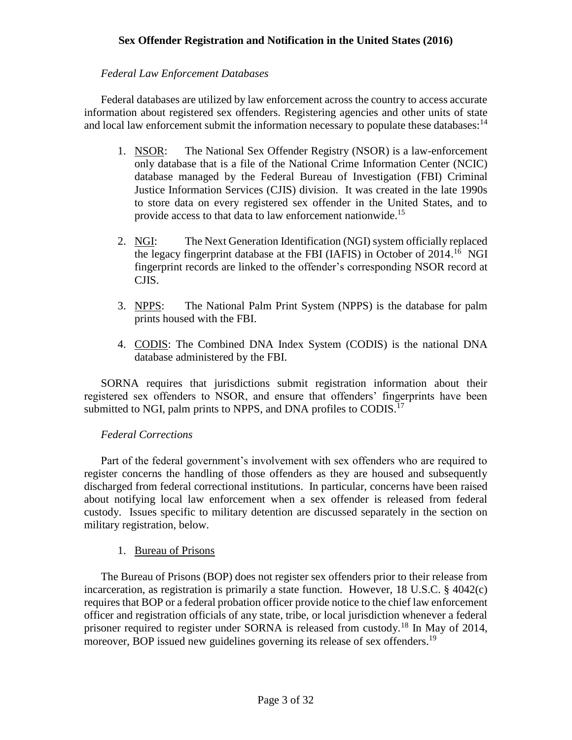*Federal Law Enforcement Databases*

Federal databases are utilized by law enforcement across the country to access accurate information about registered sex offenders. Registering agencies and other units of state and local law enforcement submit the information necessary to populate these databases:[14]

1. NSOR: The National Sex Offender Registry (NSOR) is a law-enforcement only database that is a file of the National Crime Information Center (NCIC) database managed by the Federal Bureau of Investigation (FBI) Criminal Justice Information Services (CJIS) division. It was created in the late 1990s to store data on every registered sex offender in the United States, and to provide access to that data to law enforcement nationwide.[15]

2. NGI: The Next Generation Identification (NGI) system officially replaced the legacy fingerprint database at the FBI (IAFIS) in October of 2014.[16] NGI fingerprint records are linked to the offender's corresponding NSOR record at CJIS.

3. NPPS: The National Palm Print System (NPPS) is the database for palm prints housed with the FBI.

4. CODIS: The Combined DNA Index System (CODIS) is the national DNA database administered by the FBI.

SORNA requires that jurisdictions submit registration information about their registered sex offenders to NSOR, and ensure that offenders' fingerprints have been submitted to NGI, palm prints to NPPS, and DNA profiles to CODIS.[17]

*Federal Corrections*

Part of the federal government's involvement with sex offenders who are required to register concerns the handling of those offenders as they are housed and subsequently discharged from federal correctional institutions. In particular, concerns have been raised about notifying local law enforcement when a sex offender is released from federal custody. Issues specific to military detention are discussed separately in the section on military registration, below.

1. Bureau of Prisons

The Bureau of Prisons (BOP) does not register sex offenders prior to their release from incarceration, as registration is primarily a state function. However, 18 U.S.C. § 4042(c) requires that BOP or a federal probation officer provide notice to the chief law enforcement officer and registration officials of any state, tribe, or local jurisdiction whenever a federal prisoner required to register under SORNA is released from custody.[18] In May of 2014, moreover, BOP issued new guidelines governing its release of sex offenders.[19]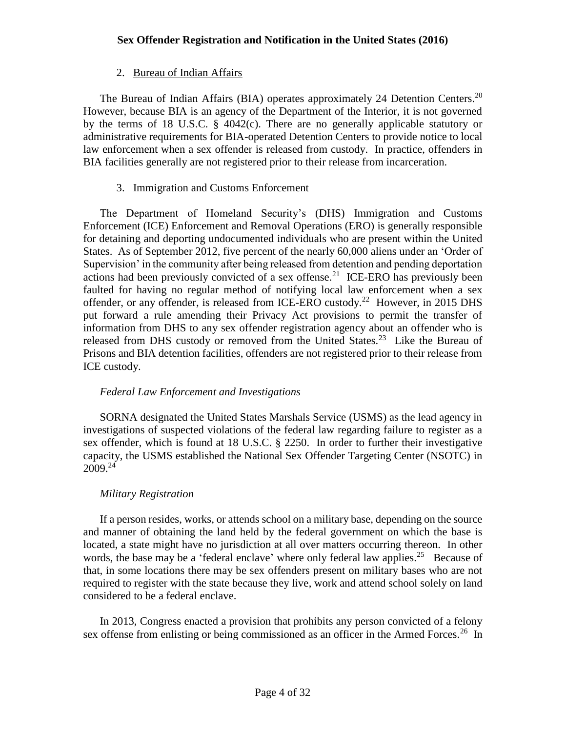2. Bureau of Indian Affairs

The Bureau of Indian Affairs (BIA) operates approximately 24 Detention Centers.[20] However, because BIA is an agency of the Department of the Interior, it is not governed by the terms of 18 U.S.C. § 4042(c). There are no generally applicable statutory or administrative requirements for BIA-operated Detention Centers to provide notice to local law enforcement when a sex offender is released from custody. In practice, offenders in BIA facilities generally are not registered prior to their release from incarceration.

3. Immigration and Customs Enforcement

The Department of Homeland Security's (DHS) Immigration and Customs Enforcement (ICE) Enforcement and Removal Operations (ERO) is generally responsible for detaining and deporting undocumented individuals who are present within the United States. As of September 2012, five percent of the nearly 60,000 aliens under an 'Order of Supervision' in the community after being released from detention and pending deportation actions had been previously convicted of a sex offense.[21] ICE-ERO has previously been faulted for having no regular method of notifying local law enforcement when a sex offender, or any offender, is released from ICE-ERO custody.[22] However, in 2015 DHS put forward a rule amending their Privacy Act provisions to permit the transfer of information from DHS to any sex offender registration agency about an offender who is released from DHS custody or removed from the United States.[23] Like the Bureau of Prisons and BIA detention facilities, offenders are not registered prior to their release from ICE custody.

*Federal Law Enforcement and Investigations*

SORNA designated the United States Marshals Service (USMS) as the lead agency in investigations of suspected violations of the federal law regarding failure to register as a sex offender, which is found at 18 U.S.C. § 2250. In order to further their investigative capacity, the USMS established the National Sex Offender Targeting Center (NSOTC) in 2009.[24]

*Military Registration*

If a person resides, works, or attends school on a military base, depending on the source and manner of obtaining the land held by the federal government on which the base is located, a state might have no jurisdiction at all over matters occurring thereon. In other words, the base may be a 'federal enclave' where only federal law applies.[25] Because of that, in some locations there may be sex offenders present on military bases who are not required to register with the state because they live, work and attend school solely on land considered to be a federal enclave.

In 2013, Congress enacted a provision that prohibits any person convicted of a felony sex offense from enlisting or being commissioned as an officer in the Armed Forces.[26] In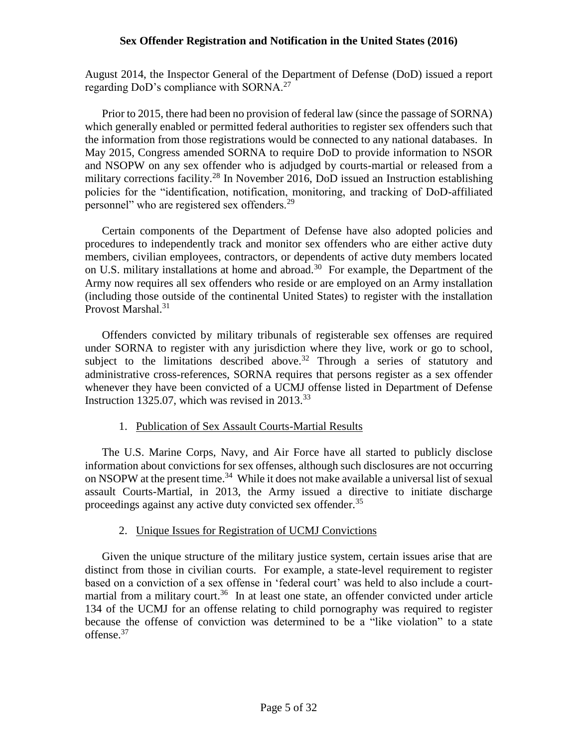August 2014, the Inspector General of the Department of Defense (DoD) issued a report regarding DoD's compliance with SORNA.[27]

Prior to 2015, there had been no provision of federal law (since the passage of SORNA) which generally enabled or permitted federal authorities to register sex offenders such that the information from those registrations would be connected to any national databases. In May 2015, Congress amended SORNA to require DoD to provide information to NSOR and NSOPW on any sex offender who is adjudged by courts-martial or released from a military corrections facility.[28] In November 2016, DoD issued an Instruction establishing policies for the "identification, notification, monitoring, and tracking of DoD-affiliated personnel" who are registered sex offenders.[29]

Certain components of the Department of Defense have also adopted policies and procedures to independently track and monitor sex offenders who are either active duty members, civilian employees, contractors, or dependents of active duty members located on U.S. military installations at home and abroad.[30] For example, the Department of the Army now requires all sex offenders who reside or are employed on an Army installation (including those outside of the continental United States) to register with the installation Provost Marshal.[31]

Offenders convicted by military tribunals of registerable sex offenses are required under SORNA to register with any jurisdiction where they live, work or go to school, subject to the limitations described above.[32] Through a series of statutory and administrative cross-references, SORNA requires that persons register as a sex offender whenever they have been convicted of a UCMJ offense listed in Department of Defense Instruction 1325.07, which was revised in 2013.[33]

1. <u>Publication of Sex Assault Courts-Martial Results</u>

The U.S. Marine Corps, Navy, and Air Force have all started to publicly disclose information about convictions for sex offenses, although such disclosures are not occurring on NSOPW at the present time.[34] While it does not make available a universal list of sexual assault Courts-Martial, in 2013, the Army issued a directive to initiate discharge proceedings against any active duty convicted sex offender.[35]

2. <u>Unique Issues for Registration of UCMJ Convictions</u>

Given the unique structure of the military justice system, certain issues arise that are distinct from those in civilian courts. For example, a state-level requirement to register based on a conviction of a sex offense in 'federal court' was held to also include a court-martial from a military court.[36] In at least one state, an offender convicted under article 134 of the UCMJ for an offense relating to child pornography was required to register because the offense of conviction was determined to be a "like violation" to a state offense.[37]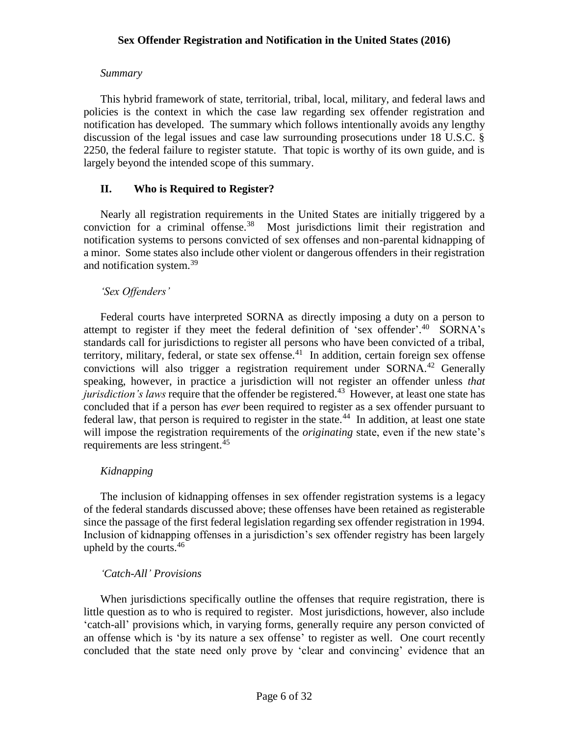*Summary*

This hybrid framework of state, territorial, tribal, local, military, and federal laws and policies is the context in which the case law regarding sex offender registration and notification has developed. The summary which follows intentionally avoids any lengthy discussion of the legal issues and case law surrounding prosecutions under 18 U.S.C. § 2250, the federal failure to register statute. That topic is worthy of its own guide, and is largely beyond the intended scope of this summary.

## II. Who is Required to Register?

Nearly all registration requirements in the United States are initially triggered by a conviction for a criminal offense.[38] Most jurisdictions limit their registration and notification systems to persons convicted of sex offenses and non-parental kidnapping of a minor. Some states also include other violent or dangerous offenders in their registration and notification system.[39]

*'Sex Offenders'*

Federal courts have interpreted SORNA as directly imposing a duty on a person to attempt to register if they meet the federal definition of 'sex offender'.[40] SORNA's standards call for jurisdictions to register all persons who have been convicted of a tribal, territory, military, federal, or state sex offense.[41] In addition, certain foreign sex offense convictions will also trigger a registration requirement under SORNA.[42] Generally speaking, however, in practice a jurisdiction will not register an offender unless *that jurisdiction's laws* require that the offender be registered.[43] However, at least one state has concluded that if a person has *ever* been required to register as a sex offender pursuant to federal law, that person is required to register in the state.[44] In addition, at least one state will impose the registration requirements of the *originating* state, even if the new state's requirements are less stringent.[45]

*Kidnapping*

The inclusion of kidnapping offenses in sex offender registration systems is a legacy of the federal standards discussed above; these offenses have been retained as registerable since the passage of the first federal legislation regarding sex offender registration in 1994. Inclusion of kidnapping offenses in a jurisdiction's sex offender registry has been largely upheld by the courts.[46]

*'Catch-All' Provisions*

When jurisdictions specifically outline the offenses that require registration, there is little question as to who is required to register. Most jurisdictions, however, also include 'catch-all' provisions which, in varying forms, generally require any person convicted of an offense which is 'by its nature a sex offense' to register as well. One court recently concluded that the state need only prove by 'clear and convincing' evidence that an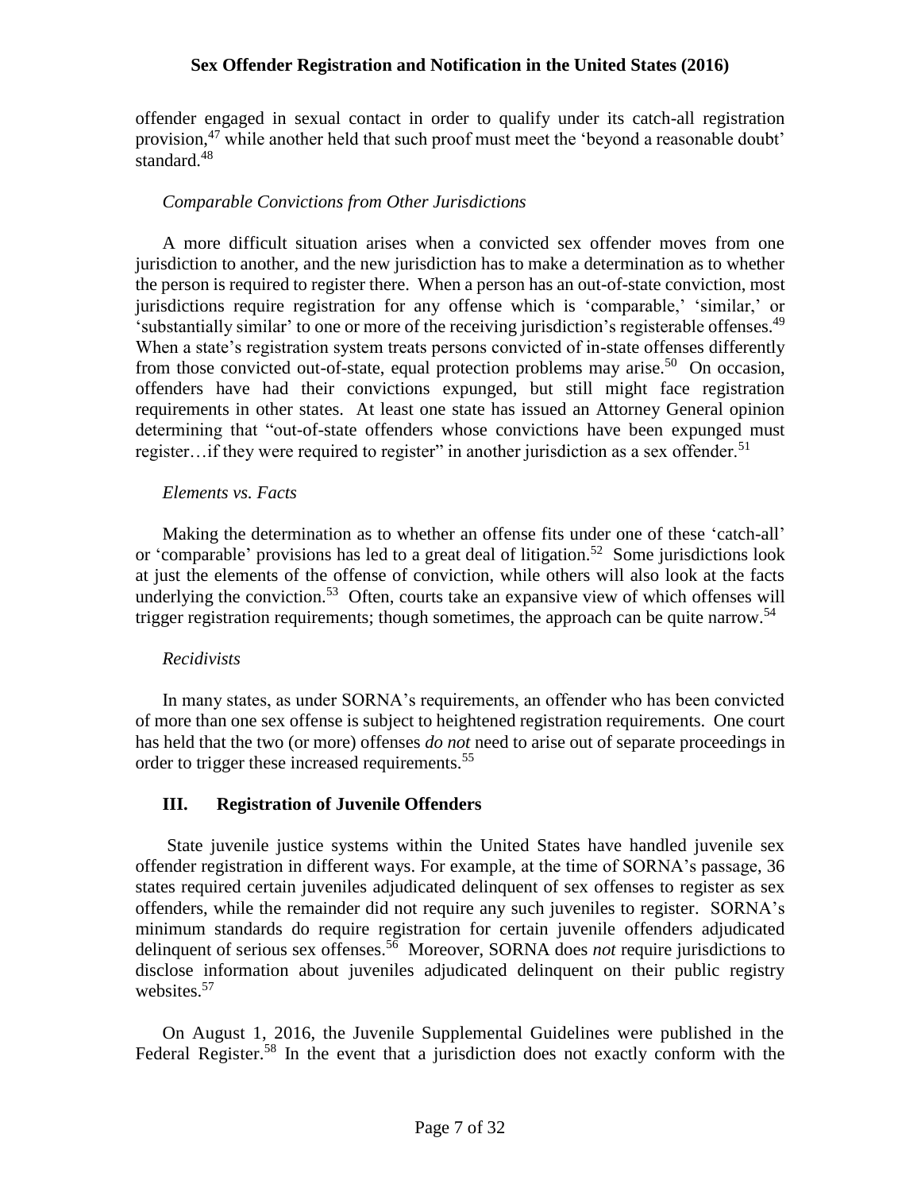offender engaged in sexual contact in order to qualify under its catch-all registration provision,[47] while another held that such proof must meet the 'beyond a reasonable doubt' standard.[48]

*Comparable Convictions from Other Jurisdictions*

A more difficult situation arises when a convicted sex offender moves from one jurisdiction to another, and the new jurisdiction has to make a determination as to whether the person is required to register there. When a person has an out-of-state conviction, most jurisdictions require registration for any offense which is 'comparable,' 'similar,' or 'substantially similar' to one or more of the receiving jurisdiction's registerable offenses.[49] When a state's registration system treats persons convicted of in-state offenses differently from those convicted out-of-state, equal protection problems may arise.[50] On occasion, offenders have had their convictions expunged, but still might face registration requirements in other states. At least one state has issued an Attorney General opinion determining that "out-of-state offenders whose convictions have been expunged must register…if they were required to register" in another jurisdiction as a sex offender.[51]

*Elements vs. Facts*

Making the determination as to whether an offense fits under one of these 'catch-all' or 'comparable' provisions has led to a great deal of litigation.[52] Some jurisdictions look at just the elements of the offense of conviction, while others will also look at the facts underlying the conviction.[53] Often, courts take an expansive view of which offenses will trigger registration requirements; though sometimes, the approach can be quite narrow.[54]

*Recidivists*

In many states, as under SORNA's requirements, an offender who has been convicted of more than one sex offense is subject to heightened registration requirements. One court has held that the two (or more) offenses *do not* need to arise out of separate proceedings in order to trigger these increased requirements.[55]

## III. Registration of Juvenile Offenders

State juvenile justice systems within the United States have handled juvenile sex offender registration in different ways. For example, at the time of SORNA's passage, 36 states required certain juveniles adjudicated delinquent of sex offenses to register as sex offenders, while the remainder did not require any such juveniles to register. SORNA's minimum standards do require registration for certain juvenile offenders adjudicated delinquent of serious sex offenses.[56] Moreover, SORNA does *not* require jurisdictions to disclose information about juveniles adjudicated delinquent on their public registry websites.[57]

On August 1, 2016, the Juvenile Supplemental Guidelines were published in the Federal Register.[58] In the event that a jurisdiction does not exactly conform with the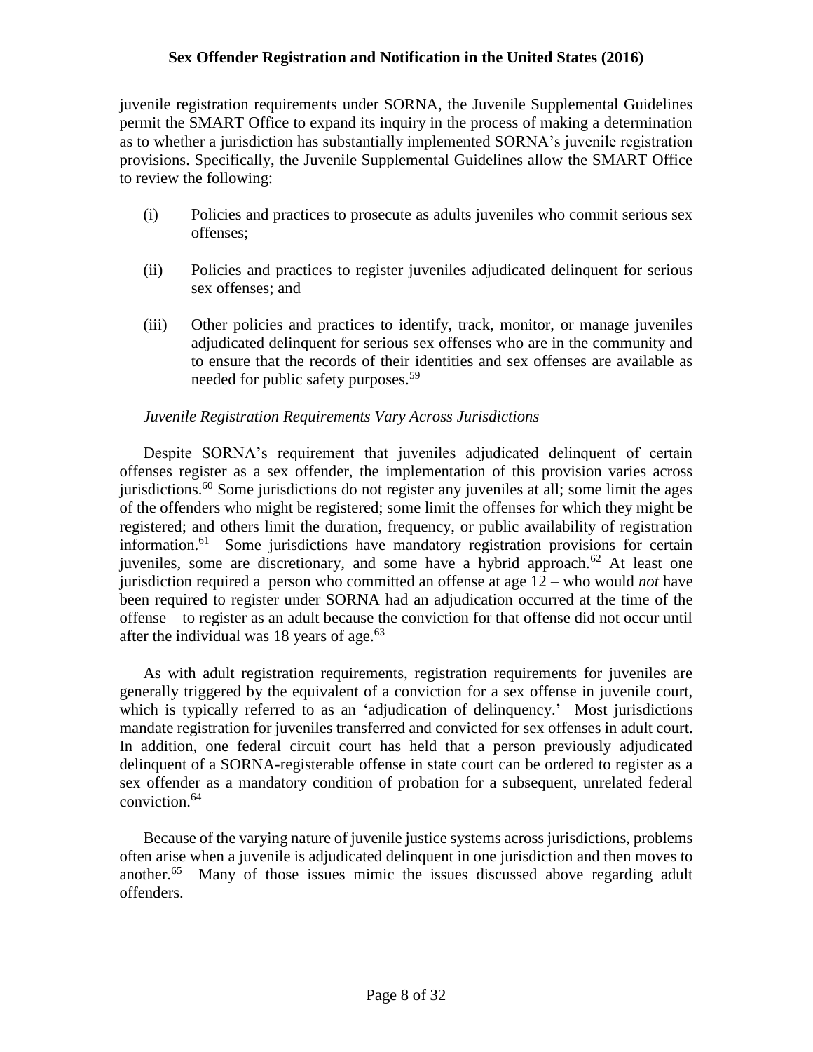juvenile registration requirements under SORNA, the Juvenile Supplemental Guidelines permit the SMART Office to expand its inquiry in the process of making a determination as to whether a jurisdiction has substantially implemented SORNA's juvenile registration provisions. Specifically, the Juvenile Supplemental Guidelines allow the SMART Office to review the following:

(i) Policies and practices to prosecute as adults juveniles who commit serious sex offenses;

(ii) Policies and practices to register juveniles adjudicated delinquent for serious sex offenses; and

(iii) Other policies and practices to identify, track, monitor, or manage juveniles adjudicated delinquent for serious sex offenses who are in the community and to ensure that the records of their identities and sex offenses are available as needed for public safety purposes.[59]

*Juvenile Registration Requirements Vary Across Jurisdictions*

Despite SORNA's requirement that juveniles adjudicated delinquent of certain offenses register as a sex offender, the implementation of this provision varies across jurisdictions.[60] Some jurisdictions do not register any juveniles at all; some limit the ages of the offenders who might be registered; some limit the offenses for which they might be registered; and others limit the duration, frequency, or public availability of registration information.[61] Some jurisdictions have mandatory registration provisions for certain juveniles, some are discretionary, and some have a hybrid approach.[62] At least one jurisdiction required a person who committed an offense at age 12 – who would *not* have been required to register under SORNA had an adjudication occurred at the time of the offense – to register as an adult because the conviction for that offense did not occur until after the individual was 18 years of age.[63]

As with adult registration requirements, registration requirements for juveniles are generally triggered by the equivalent of a conviction for a sex offense in juvenile court, which is typically referred to as an 'adjudication of delinquency.' Most jurisdictions mandate registration for juveniles transferred and convicted for sex offenses in adult court. In addition, one federal circuit court has held that a person previously adjudicated delinquent of a SORNA-registerable offense in state court can be ordered to register as a sex offender as a mandatory condition of probation for a subsequent, unrelated federal conviction.[64]

Because of the varying nature of juvenile justice systems across jurisdictions, problems often arise when a juvenile is adjudicated delinquent in one jurisdiction and then moves to another.[65] Many of those issues mimic the issues discussed above regarding adult offenders.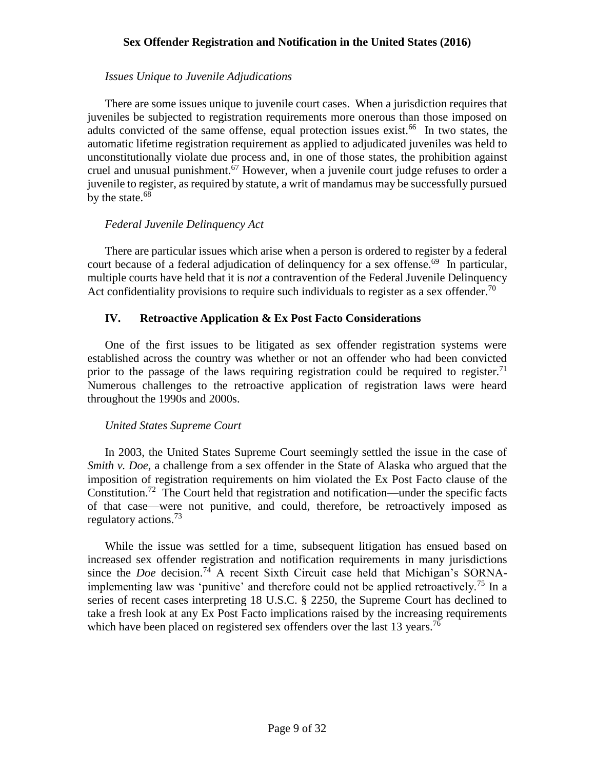*Issues Unique to Juvenile Adjudications*

There are some issues unique to juvenile court cases. When a jurisdiction requires that juveniles be subjected to registration requirements more onerous than those imposed on adults convicted of the same offense, equal protection issues exist.[66] In two states, the automatic lifetime registration requirement as applied to adjudicated juveniles was held to unconstitutionally violate due process and, in one of those states, the prohibition against cruel and unusual punishment.[67] However, when a juvenile court judge refuses to order a juvenile to register, as required by statute, a writ of mandamus may be successfully pursued by the state.[68]

*Federal Juvenile Delinquency Act*

There are particular issues which arise when a person is ordered to register by a federal court because of a federal adjudication of delinquency for a sex offense.[69] In particular, multiple courts have held that it is *not* a contravention of the Federal Juvenile Delinquency Act confidentiality provisions to require such individuals to register as a sex offender.[70]

## IV. Retroactive Application & Ex Post Facto Considerations

One of the first issues to be litigated as sex offender registration systems were established across the country was whether or not an offender who had been convicted prior to the passage of the laws requiring registration could be required to register.[71] Numerous challenges to the retroactive application of registration laws were heard throughout the 1990s and 2000s.

*United States Supreme Court*

In 2003, the United States Supreme Court seemingly settled the issue in the case of *Smith v. Doe*, a challenge from a sex offender in the State of Alaska who argued that the imposition of registration requirements on him violated the Ex Post Facto clause of the Constitution.[72] The Court held that registration and notification—under the specific facts of that case—were not punitive, and could, therefore, be retroactively imposed as regulatory actions.[73]

While the issue was settled for a time, subsequent litigation has ensued based on increased sex offender registration and notification requirements in many jurisdictions since the *Doe* decision.[74] A recent Sixth Circuit case held that Michigan's SORNA-implementing law was 'punitive' and therefore could not be applied retroactively.[75] In a series of recent cases interpreting 18 U.S.C. § 2250, the Supreme Court has declined to take a fresh look at any Ex Post Facto implications raised by the increasing requirements which have been placed on registered sex offenders over the last 13 years.[76]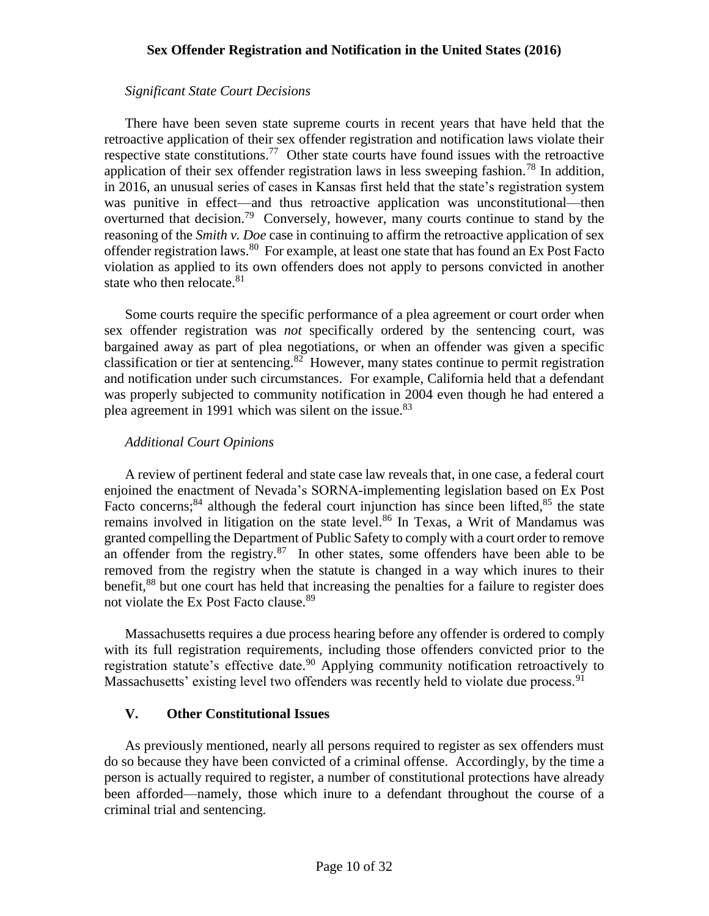*Significant State Court Decisions*

There have been seven state supreme courts in recent years that have held that the retroactive application of their sex offender registration and notification laws violate their respective state constitutions.[77] Other state courts have found issues with the retroactive application of their sex offender registration laws in less sweeping fashion.[78] In addition, in 2016, an unusual series of cases in Kansas first held that the state's registration system was punitive in effect—and thus retroactive application was unconstitutional—then overturned that decision.[79] Conversely, however, many courts continue to stand by the reasoning of the *Smith v. Doe* case in continuing to affirm the retroactive application of sex offender registration laws.[80] For example, at least one state that has found an Ex Post Facto violation as applied to its own offenders does not apply to persons convicted in another state who then relocate.[81]

Some courts require the specific performance of a plea agreement or court order when sex offender registration was *not* specifically ordered by the sentencing court, was bargained away as part of plea negotiations, or when an offender was given a specific classification or tier at sentencing.[82] However, many states continue to permit registration and notification under such circumstances. For example, California held that a defendant was properly subjected to community notification in 2004 even though he had entered a plea agreement in 1991 which was silent on the issue.[83]

*Additional Court Opinions*

A review of pertinent federal and state case law reveals that, in one case, a federal court enjoined the enactment of Nevada's SORNA-implementing legislation based on Ex Post Facto concerns;[84] although the federal court injunction has since been lifted,[85] the state remains involved in litigation on the state level.[86] In Texas, a Writ of Mandamus was granted compelling the Department of Public Safety to comply with a court order to remove an offender from the registry.[87] In other states, some offenders have been able to be removed from the registry when the statute is changed in a way which inures to their benefit,[88] but one court has held that increasing the penalties for a failure to register does not violate the Ex Post Facto clause.[89]

Massachusetts requires a due process hearing before any offender is ordered to comply with its full registration requirements, including those offenders convicted prior to the registration statute's effective date.[90] Applying community notification retroactively to Massachusetts' existing level two offenders was recently held to violate due process.[91]

## V. Other Constitutional Issues

As previously mentioned, nearly all persons required to register as sex offenders must do so because they have been convicted of a criminal offense. Accordingly, by the time a person is actually required to register, a number of constitutional protections have already been afforded—namely, those which inure to a defendant throughout the course of a criminal trial and sentencing.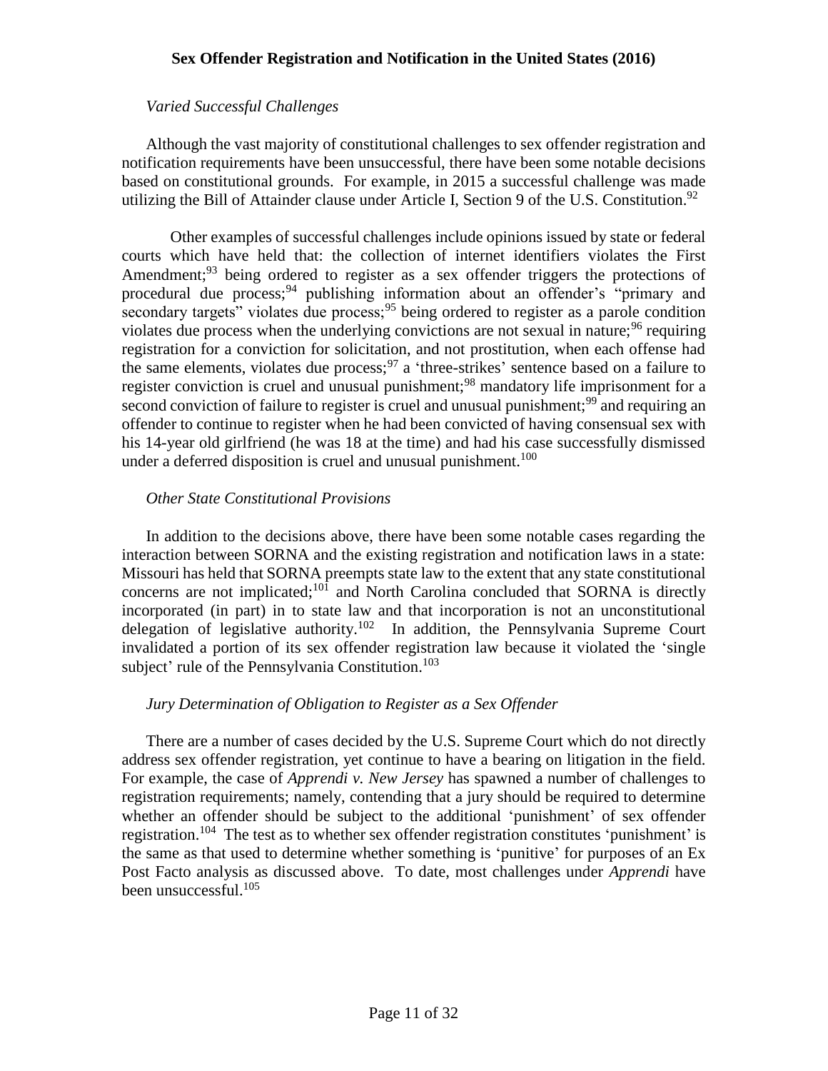*Varied Successful Challenges*

Although the vast majority of constitutional challenges to sex offender registration and notification requirements have been unsuccessful, there have been some notable decisions based on constitutional grounds. For example, in 2015 a successful challenge was made utilizing the Bill of Attainder clause under Article I, Section 9 of the U.S. Constitution.[92]

Other examples of successful challenges include opinions issued by state or federal courts which have held that: the collection of internet identifiers violates the First Amendment;[93] being ordered to register as a sex offender triggers the protections of procedural due process;[94] publishing information about an offender's "primary and secondary targets" violates due process;[95] being ordered to register as a parole condition violates due process when the underlying convictions are not sexual in nature;[96] requiring registration for a conviction for solicitation, and not prostitution, when each offense had the same elements, violates due process;[97] a 'three-strikes' sentence based on a failure to register conviction is cruel and unusual punishment;[98] mandatory life imprisonment for a second conviction of failure to register is cruel and unusual punishment;[99] and requiring an offender to continue to register when he had been convicted of having consensual sex with his 14-year old girlfriend (he was 18 at the time) and had his case successfully dismissed under a deferred disposition is cruel and unusual punishment.[100]

*Other State Constitutional Provisions*

In addition to the decisions above, there have been some notable cases regarding the interaction between SORNA and the existing registration and notification laws in a state: Missouri has held that SORNA preempts state law to the extent that any state constitutional concerns are not implicated;[101] and North Carolina concluded that SORNA is directly incorporated (in part) in to state law and that incorporation is not an unconstitutional delegation of legislative authority.[102] In addition, the Pennsylvania Supreme Court invalidated a portion of its sex offender registration law because it violated the 'single subject' rule of the Pennsylvania Constitution.[103]

*Jury Determination of Obligation to Register as a Sex Offender*

There are a number of cases decided by the U.S. Supreme Court which do not directly address sex offender registration, yet continue to have a bearing on litigation in the field. For example, the case of *Apprendi v. New Jersey* has spawned a number of challenges to registration requirements; namely, contending that a jury should be required to determine whether an offender should be subject to the additional 'punishment' of sex offender registration.[104] The test as to whether sex offender registration constitutes 'punishment' is the same as that used to determine whether something is 'punitive' for purposes of an Ex Post Facto analysis as discussed above. To date, most challenges under *Apprendi* have been unsuccessful.[105]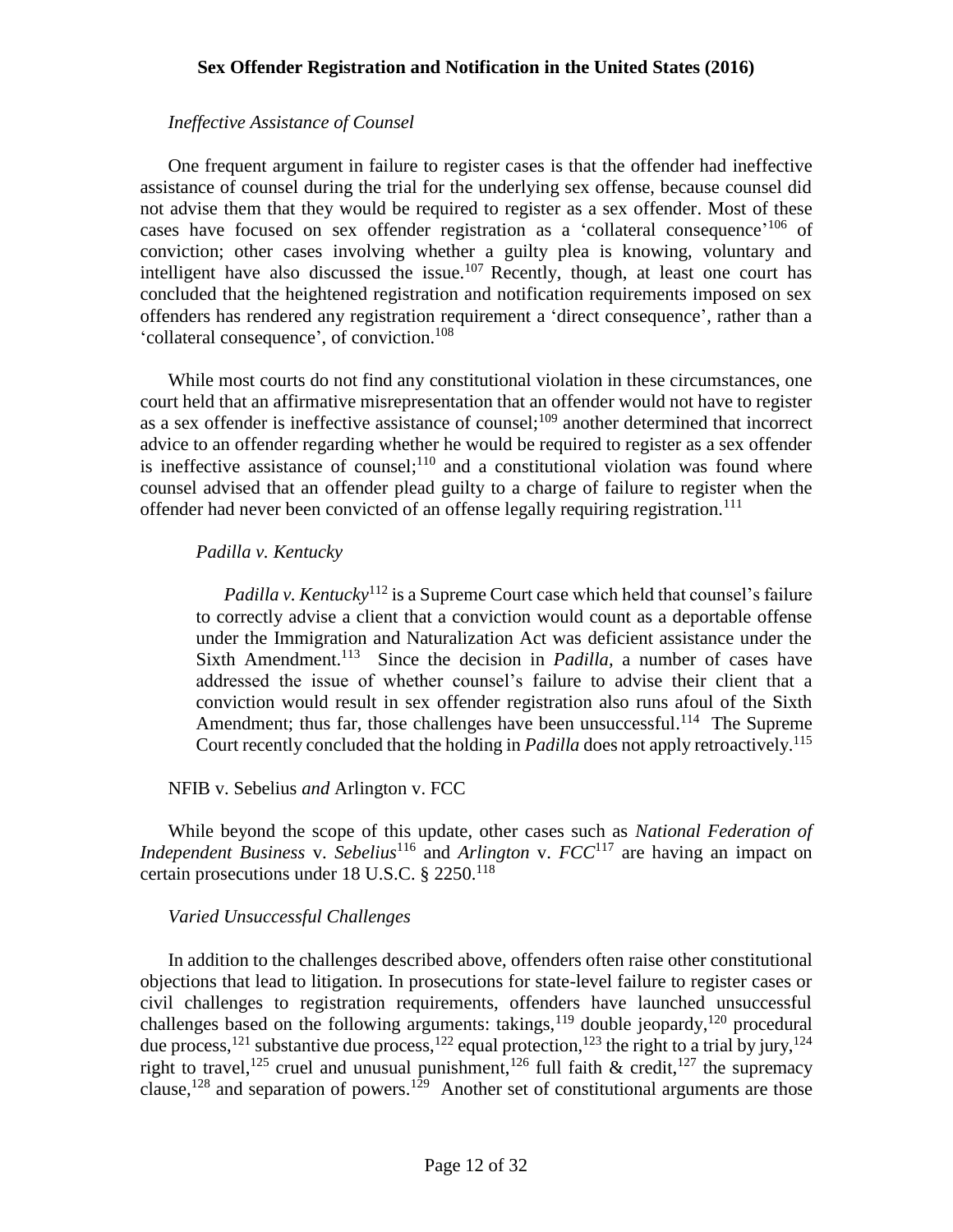### *Ineffective Assistance of Counsel*

One frequent argument in failure to register cases is that the offender had ineffective assistance of counsel during the trial for the underlying sex offense, because counsel did not advise them that they would be required to register as a sex offender. Most of these cases have focused on sex offender registration as a 'collateral consequence'[106] of conviction; other cases involving whether a guilty plea is knowing, voluntary and intelligent have also discussed the issue.[107] Recently, though, at least one court has concluded that the heightened registration and notification requirements imposed on sex offenders has rendered any registration requirement a 'direct consequence', rather than a 'collateral consequence', of conviction.[108]

While most courts do not find any constitutional violation in these circumstances, one court held that an affirmative misrepresentation that an offender would not have to register as a sex offender is ineffective assistance of counsel;[109] another determined that incorrect advice to an offender regarding whether he would be required to register as a sex offender is ineffective assistance of counsel;[110] and a constitutional violation was found where counsel advised that an offender plead guilty to a charge of failure to register when the offender had never been convicted of an offense legally requiring registration.[111]

#### *Padilla v. Kentucky*

> *Padilla v. Kentucky*[112] is a Supreme Court case which held that counsel's failure to correctly advise a client that a conviction would count as a deportable offense under the Immigration and Naturalization Act was deficient assistance under the Sixth Amendment.[113] Since the decision in *Padilla*, a number of cases have addressed the issue of whether counsel's failure to advise their client that a conviction would result in sex offender registration also runs afoul of the Sixth Amendment; thus far, those challenges have been unsuccessful.[114] The Supreme Court recently concluded that the holding in *Padilla* does not apply retroactively.[115]

### NFIB v. Sebelius *and* Arlington v. FCC

While beyond the scope of this update, other cases such as *National Federation of Independent Business* v. *Sebelius*[116] and *Arlington* v. *FCC*[117] are having an impact on certain prosecutions under 18 U.S.C. § 2250.[118]

### *Varied Unsuccessful Challenges*

In addition to the challenges described above, offenders often raise other constitutional objections that lead to litigation. In prosecutions for state-level failure to register cases or civil challenges to registration requirements, offenders have launched unsuccessful challenges based on the following arguments: takings,[119] double jeopardy,[120] procedural due process,[121] substantive due process,[122] equal protection,[123] the right to a trial by jury,[124] right to travel,[125] cruel and unusual punishment,[126] full faith & credit,[127] the supremacy clause,[128] and separation of powers.[129] Another set of constitutional arguments are those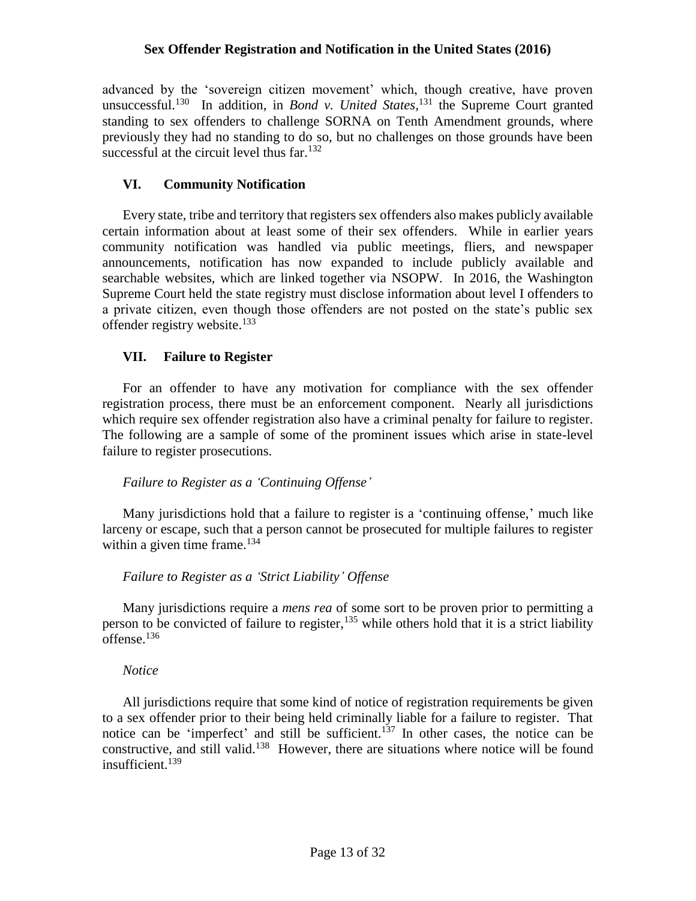advanced by the 'sovereign citizen movement' which, though creative, have proven unsuccessful.[130] In addition, in *Bond v. United States,*[131] the Supreme Court granted standing to sex offenders to challenge SORNA on Tenth Amendment grounds, where previously they had no standing to do so, but no challenges on those grounds have been successful at the circuit level thus far.[132]

## VI. Community Notification

Every state, tribe and territory that registers sex offenders also makes publicly available certain information about at least some of their sex offenders. While in earlier years community notification was handled via public meetings, fliers, and newspaper announcements, notification has now expanded to include publicly available and searchable websites, which are linked together via NSOPW. In 2016, the Washington Supreme Court held the state registry must disclose information about level I offenders to a private citizen, even though those offenders are not posted on the state's public sex offender registry website.[133]

## VII. Failure to Register

For an offender to have any motivation for compliance with the sex offender registration process, there must be an enforcement component. Nearly all jurisdictions which require sex offender registration also have a criminal penalty for failure to register. The following are a sample of some of the prominent issues which arise in state-level failure to register prosecutions.

*Failure to Register as a 'Continuing Offense'*

Many jurisdictions hold that a failure to register is a 'continuing offense,' much like larceny or escape, such that a person cannot be prosecuted for multiple failures to register within a given time frame.[134]

*Failure to Register as a 'Strict Liability' Offense*

Many jurisdictions require a *mens rea* of some sort to be proven prior to permitting a person to be convicted of failure to register,[135] while others hold that it is a strict liability offense.[136]

*Notice*

All jurisdictions require that some kind of notice of registration requirements be given to a sex offender prior to their being held criminally liable for a failure to register. That notice can be 'imperfect' and still be sufficient.[137] In other cases, the notice can be constructive, and still valid.[138] However, there are situations where notice will be found insufficient.[139]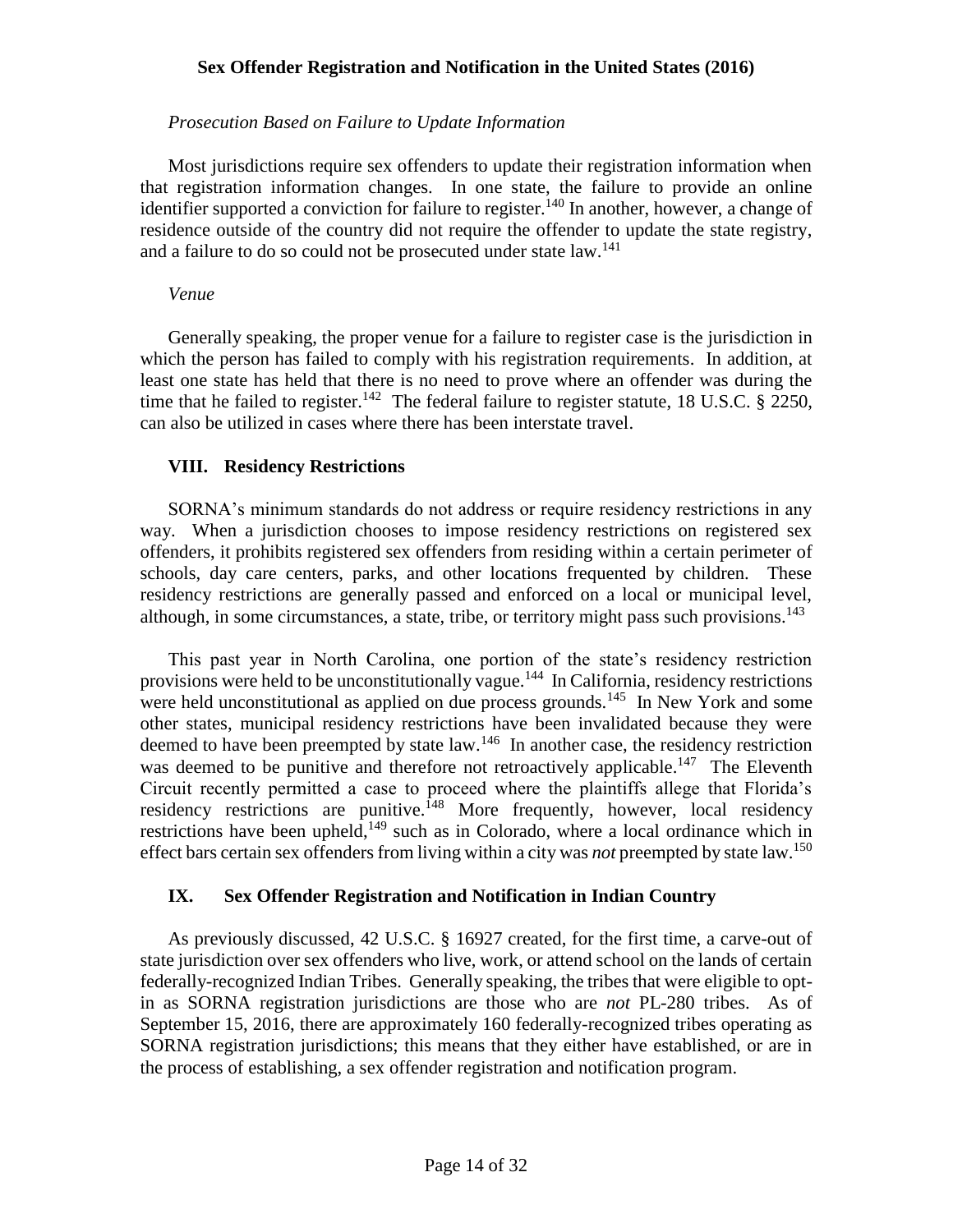*Prosecution Based on Failure to Update Information*

Most jurisdictions require sex offenders to update their registration information when that registration information changes. In one state, the failure to provide an online identifier supported a conviction for failure to register.[140] In another, however, a change of residence outside of the country did not require the offender to update the state registry, and a failure to do so could not be prosecuted under state law.[141]

*Venue*

Generally speaking, the proper venue for a failure to register case is the jurisdiction in which the person has failed to comply with his registration requirements. In addition, at least one state has held that there is no need to prove where an offender was during the time that he failed to register.[142] The federal failure to register statute, 18 U.S.C. § 2250, can also be utilized in cases where there has been interstate travel.

## VIII. Residency Restrictions

SORNA's minimum standards do not address or require residency restrictions in any way. When a jurisdiction chooses to impose residency restrictions on registered sex offenders, it prohibits registered sex offenders from residing within a certain perimeter of schools, day care centers, parks, and other locations frequented by children. These residency restrictions are generally passed and enforced on a local or municipal level, although, in some circumstances, a state, tribe, or territory might pass such provisions.[143]

This past year in North Carolina, one portion of the state's residency restriction provisions were held to be unconstitutionally vague.[144] In California, residency restrictions were held unconstitutional as applied on due process grounds.[145] In New York and some other states, municipal residency restrictions have been invalidated because they were deemed to have been preempted by state law.[146] In another case, the residency restriction was deemed to be punitive and therefore not retroactively applicable.[147] The Eleventh Circuit recently permitted a case to proceed where the plaintiffs allege that Florida's residency restrictions are punitive.[148] More frequently, however, local residency restrictions have been upheld,[149] such as in Colorado, where a local ordinance which in effect bars certain sex offenders from living within a city was *not* preempted by state law.[150]

## IX. Sex Offender Registration and Notification in Indian Country

As previously discussed, 42 U.S.C. § 16927 created, for the first time, a carve-out of state jurisdiction over sex offenders who live, work, or attend school on the lands of certain federally-recognized Indian Tribes. Generally speaking, the tribes that were eligible to opt-in as SORNA registration jurisdictions are those who are *not* PL-280 tribes. As of September 15, 2016, there are approximately 160 federally-recognized tribes operating as SORNA registration jurisdictions; this means that they either have established, or are in the process of establishing, a sex offender registration and notification program.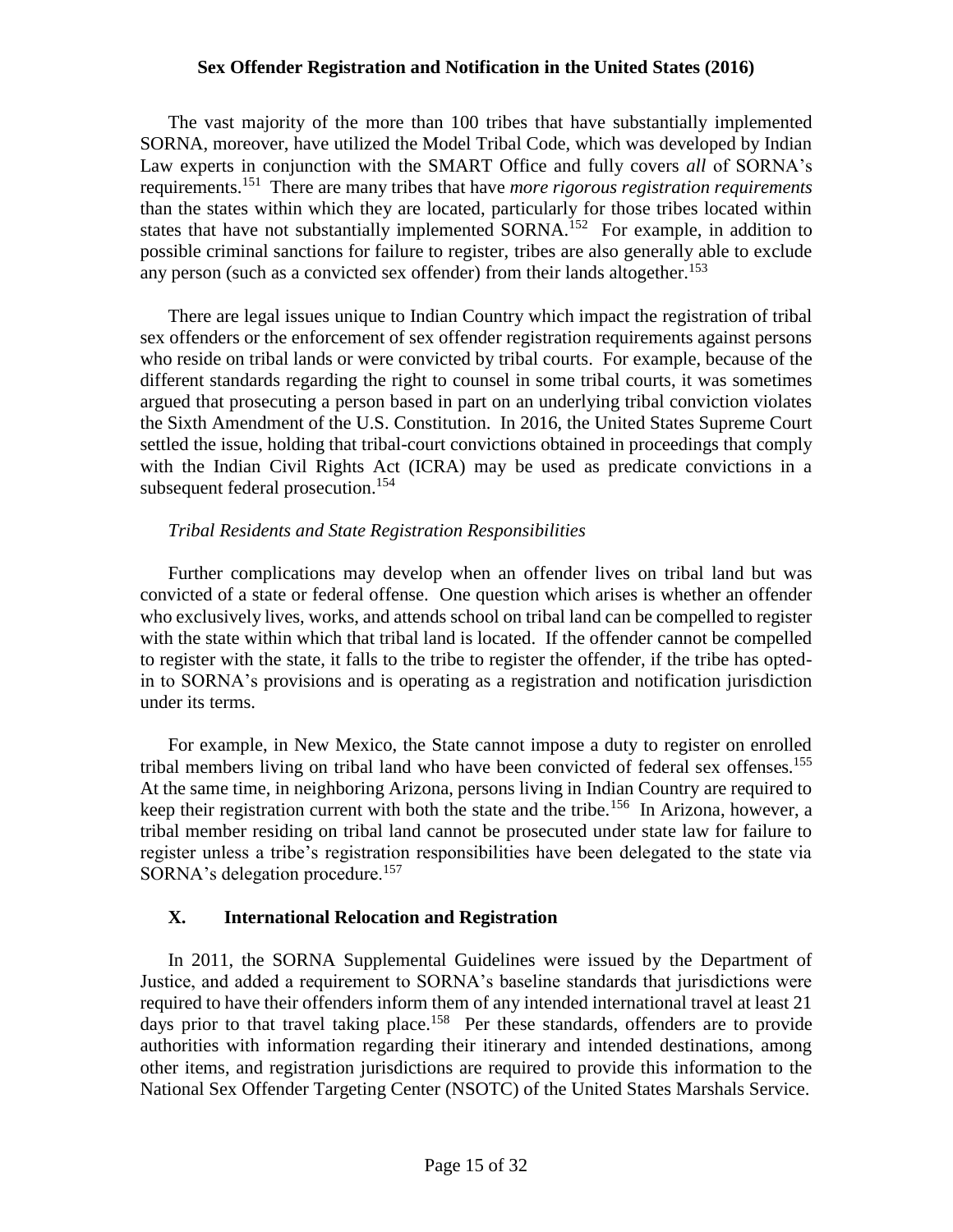The vast majority of the more than 100 tribes that have substantially implemented SORNA, moreover, have utilized the Model Tribal Code, which was developed by Indian Law experts in conjunction with the SMART Office and fully covers *all* of SORNA's requirements.[151] There are many tribes that have *more rigorous registration requirements* than the states within which they are located, particularly for those tribes located within states that have not substantially implemented SORNA.[152] For example, in addition to possible criminal sanctions for failure to register, tribes are also generally able to exclude any person (such as a convicted sex offender) from their lands altogether.[153]

There are legal issues unique to Indian Country which impact the registration of tribal sex offenders or the enforcement of sex offender registration requirements against persons who reside on tribal lands or were convicted by tribal courts. For example, because of the different standards regarding the right to counsel in some tribal courts, it was sometimes argued that prosecuting a person based in part on an underlying tribal conviction violates the Sixth Amendment of the U.S. Constitution. In 2016, the United States Supreme Court settled the issue, holding that tribal-court convictions obtained in proceedings that comply with the Indian Civil Rights Act (ICRA) may be used as predicate convictions in a subsequent federal prosecution.[154]

*Tribal Residents and State Registration Responsibilities*

Further complications may develop when an offender lives on tribal land but was convicted of a state or federal offense. One question which arises is whether an offender who exclusively lives, works, and attends school on tribal land can be compelled to register with the state within which that tribal land is located. If the offender cannot be compelled to register with the state, it falls to the tribe to register the offender, if the tribe has opted-in to SORNA's provisions and is operating as a registration and notification jurisdiction under its terms.

For example, in New Mexico, the State cannot impose a duty to register on enrolled tribal members living on tribal land who have been convicted of federal sex offenses.[155] At the same time, in neighboring Arizona, persons living in Indian Country are required to keep their registration current with both the state and the tribe.[156] In Arizona, however, a tribal member residing on tribal land cannot be prosecuted under state law for failure to register unless a tribe's registration responsibilities have been delegated to the state via SORNA's delegation procedure.[157]

## X. International Relocation and Registration

In 2011, the SORNA Supplemental Guidelines were issued by the Department of Justice, and added a requirement to SORNA's baseline standards that jurisdictions were required to have their offenders inform them of any intended international travel at least 21 days prior to that travel taking place.[158] Per these standards, offenders are to provide authorities with information regarding their itinerary and intended destinations, among other items, and registration jurisdictions are required to provide this information to the National Sex Offender Targeting Center (NSOTC) of the United States Marshals Service.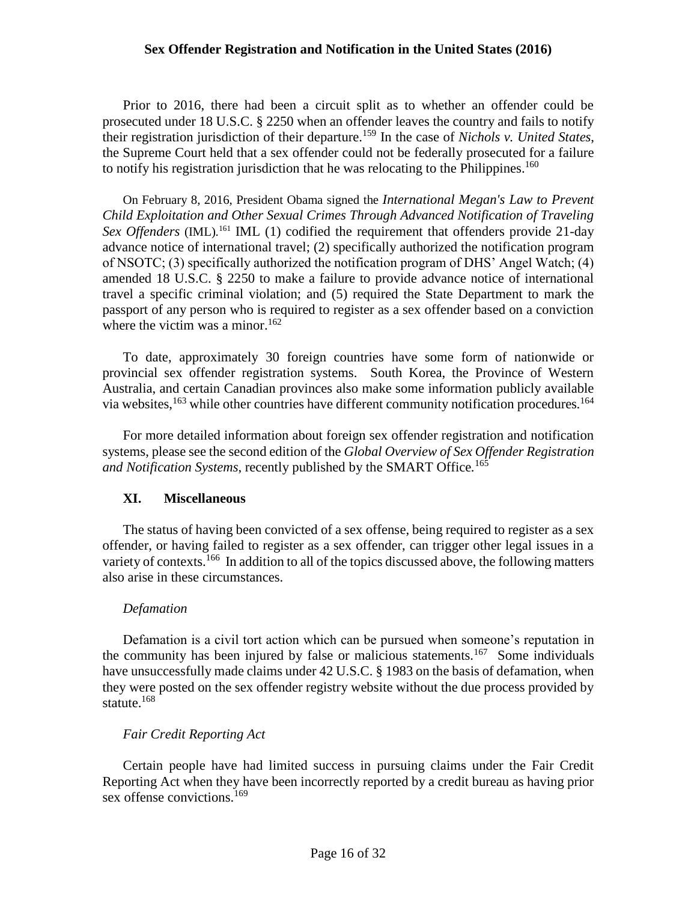Prior to 2016, there had been a circuit split as to whether an offender could be prosecuted under 18 U.S.C. § 2250 when an offender leaves the country and fails to notify their registration jurisdiction of their departure.[159] In the case of *Nichols v. United States*, the Supreme Court held that a sex offender could not be federally prosecuted for a failure to notify his registration jurisdiction that he was relocating to the Philippines.[160]

On February 8, 2016, President Obama signed the *International Megan's Law to Prevent Child Exploitation and Other Sexual Crimes Through Advanced Notification of Traveling Sex Offenders* (IML).[161] IML (1) codified the requirement that offenders provide 21-day advance notice of international travel; (2) specifically authorized the notification program of NSOTC; (3) specifically authorized the notification program of DHS' Angel Watch; (4) amended 18 U.S.C. § 2250 to make a failure to provide advance notice of international travel a specific criminal violation; and (5) required the State Department to mark the passport of any person who is required to register as a sex offender based on a conviction where the victim was a minor.[162]

To date, approximately 30 foreign countries have some form of nationwide or provincial sex offender registration systems. South Korea, the Province of Western Australia, and certain Canadian provinces also make some information publicly available via websites,[163] while other countries have different community notification procedures.[164]

For more detailed information about foreign sex offender registration and notification systems, please see the second edition of the *Global Overview of Sex Offender Registration and Notification Systems*, recently published by the SMART Office.[165]

## XI. Miscellaneous

The status of having been convicted of a sex offense, being required to register as a sex offender, or having failed to register as a sex offender, can trigger other legal issues in a variety of contexts.[166] In addition to all of the topics discussed above, the following matters also arise in these circumstances.

### *Defamation*

Defamation is a civil tort action which can be pursued when someone's reputation in the community has been injured by false or malicious statements.[167] Some individuals have unsuccessfully made claims under 42 U.S.C. § 1983 on the basis of defamation, when they were posted on the sex offender registry website without the due process provided by statute.[168]

### *Fair Credit Reporting Act*

Certain people have had limited success in pursuing claims under the Fair Credit Reporting Act when they have been incorrectly reported by a credit bureau as having prior sex offense convictions.[169]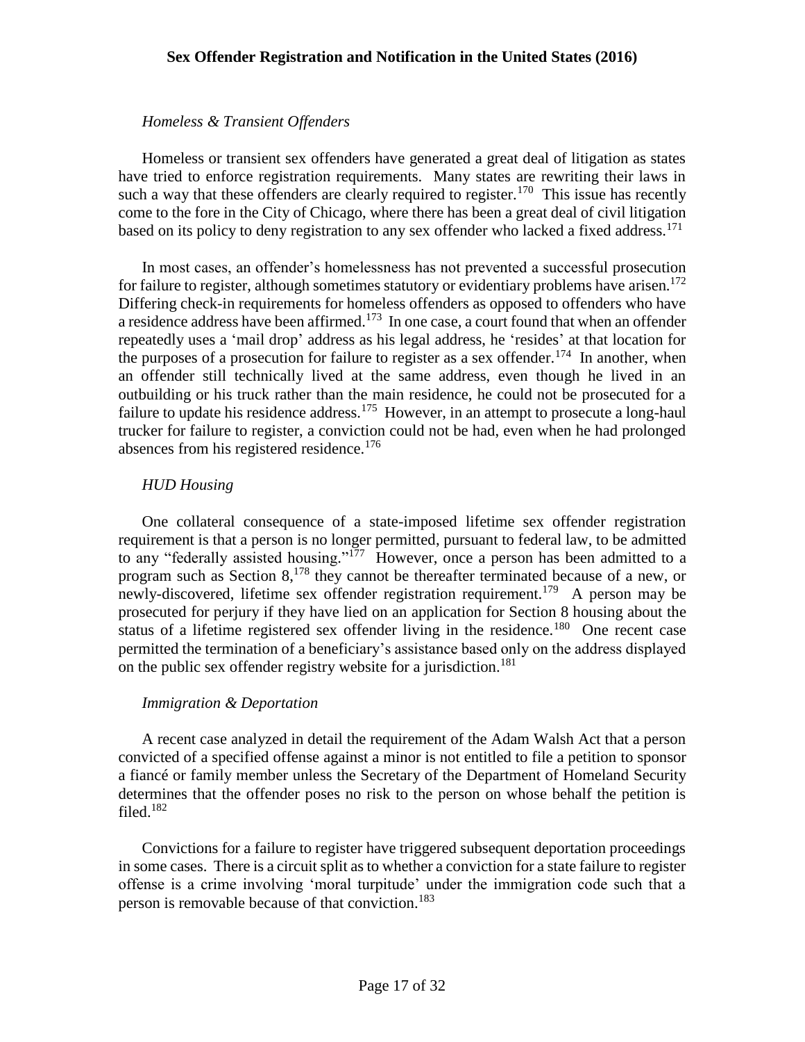*Homeless & Transient Offenders*

Homeless or transient sex offenders have generated a great deal of litigation as states have tried to enforce registration requirements. Many states are rewriting their laws in such a way that these offenders are clearly required to register.[170] This issue has recently come to the fore in the City of Chicago, where there has been a great deal of civil litigation based on its policy to deny registration to any sex offender who lacked a fixed address.[171]

In most cases, an offender's homelessness has not prevented a successful prosecution for failure to register, although sometimes statutory or evidentiary problems have arisen.[172] Differing check-in requirements for homeless offenders as opposed to offenders who have a residence address have been affirmed.[173] In one case, a court found that when an offender repeatedly uses a 'mail drop' address as his legal address, he 'resides' at that location for the purposes of a prosecution for failure to register as a sex offender.[174] In another, when an offender still technically lived at the same address, even though he lived in an outbuilding or his truck rather than the main residence, he could not be prosecuted for a failure to update his residence address.[175] However, in an attempt to prosecute a long-haul trucker for failure to register, a conviction could not be had, even when he had prolonged absences from his registered residence.[176]

*HUD Housing*

One collateral consequence of a state-imposed lifetime sex offender registration requirement is that a person is no longer permitted, pursuant to federal law, to be admitted to any "federally assisted housing."[177] However, once a person has been admitted to a program such as Section 8,[178] they cannot be thereafter terminated because of a new, or newly-discovered, lifetime sex offender registration requirement.[179] A person may be prosecuted for perjury if they have lied on an application for Section 8 housing about the status of a lifetime registered sex offender living in the residence.[180] One recent case permitted the termination of a beneficiary's assistance based only on the address displayed on the public sex offender registry website for a jurisdiction.[181]

*Immigration & Deportation*

A recent case analyzed in detail the requirement of the Adam Walsh Act that a person convicted of a specified offense against a minor is not entitled to file a petition to sponsor a fiancé or family member unless the Secretary of the Department of Homeland Security determines that the offender poses no risk to the person on whose behalf the petition is filed.[182]

Convictions for a failure to register have triggered subsequent deportation proceedings in some cases. There is a circuit split as to whether a conviction for a state failure to register offense is a crime involving 'moral turpitude' under the immigration code such that a person is removable because of that conviction.[183]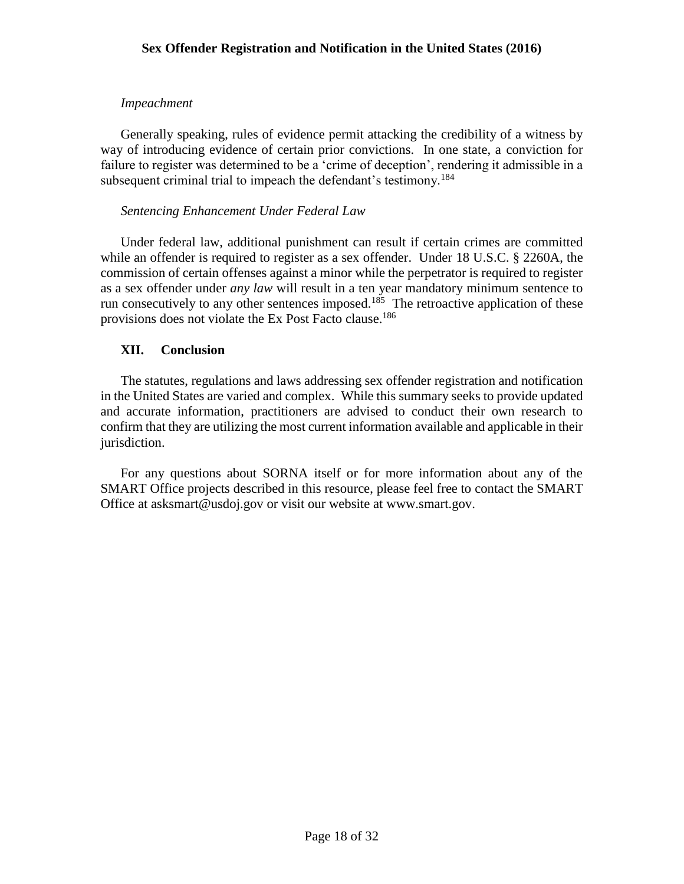*Impeachment*

Generally speaking, rules of evidence permit attacking the credibility of a witness by way of introducing evidence of certain prior convictions. In one state, a conviction for failure to register was determined to be a 'crime of deception', rendering it admissible in a subsequent criminal trial to impeach the defendant's testimony.[184]

*Sentencing Enhancement Under Federal Law*

Under federal law, additional punishment can result if certain crimes are committed while an offender is required to register as a sex offender. Under 18 U.S.C. § 2260A, the commission of certain offenses against a minor while the perpetrator is required to register as a sex offender under *any law* will result in a ten year mandatory minimum sentence to run consecutively to any other sentences imposed.[185] The retroactive application of these provisions does not violate the Ex Post Facto clause.[186]

## XII. Conclusion

The statutes, regulations and laws addressing sex offender registration and notification in the United States are varied and complex. While this summary seeks to provide updated and accurate information, practitioners are advised to conduct their own research to confirm that they are utilizing the most current information available and applicable in their jurisdiction.

For any questions about SORNA itself or for more information about any of the SMART Office projects described in this resource, please feel free to contact the SMART Office at asksmart@usdoj.gov or visit our website at www.smart.gov.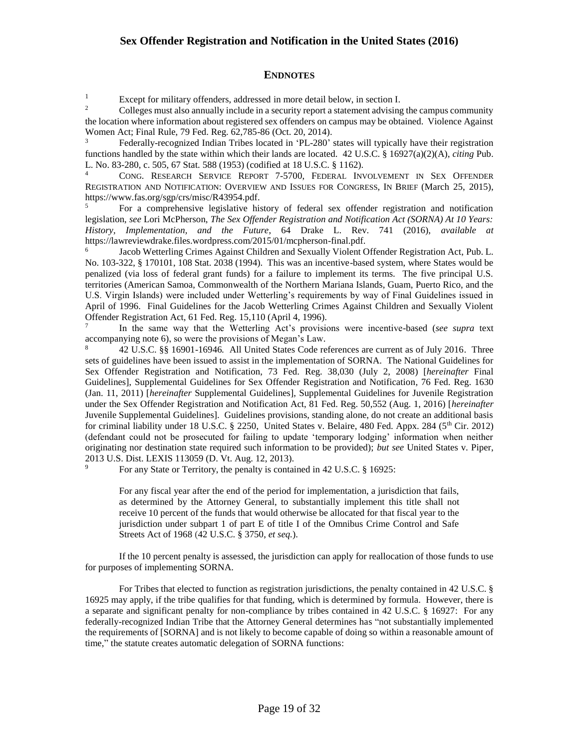## ENDNOTES

[1] Except for military offenders, addressed in more detail below, in section I.

[2] Colleges must also annually include in a security report a statement advising the campus community the location where information about registered sex offenders on campus may be obtained. Violence Against Women Act; Final Rule, 79 Fed. Reg. 62,785-86 (Oct. 20, 2014).

[3] Federally-recognized Indian Tribes located in 'PL-280' states will typically have their registration functions handled by the state within which their lands are located. 42 U.S.C. § 16927(a)(2)(A), *citing* Pub. L. No. 83-280, c. 505, 67 Stat. 588 (1953) (codified at 18 U.S.C. § 1162).

[4] CONG. RESEARCH SERVICE REPORT 7-5700, FEDERAL INVOLVEMENT IN SEX OFFENDER REGISTRATION AND NOTIFICATION: OVERVIEW AND ISSUES FOR CONGRESS, IN BRIEF (March 25, 2015), https://www.fas.org/sgp/crs/misc/R43954.pdf.

[5] For a comprehensive legislative history of federal sex offender registration and notification legislation, *see* Lori McPherson, *The Sex Offender Registration and Notification Act (SORNA) At 10 Years: History, Implementation, and the Future*, 64 Drake L. Rev. 741 (2016), *available at* https://lawreviewdrake.files.wordpress.com/2015/01/mcpherson-final.pdf.

[6] Jacob Wetterling Crimes Against Children and Sexually Violent Offender Registration Act, Pub. L. No. 103-322, § 170101, 108 Stat. 2038 (1994). This was an incentive-based system, where States would be penalized (via loss of federal grant funds) for a failure to implement its terms. The five principal U.S. territories (American Samoa, Commonwealth of the Northern Mariana Islands, Guam, Puerto Rico, and the U.S. Virgin Islands) were included under Wetterling's requirements by way of Final Guidelines issued in April of 1996. Final Guidelines for the Jacob Wetterling Crimes Against Children and Sexually Violent Offender Registration Act, 61 Fed. Reg. 15,110 (April 4, 1996).

[7] In the same way that the Wetterling Act's provisions were incentive-based (*see supra* text accompanying note 6), so were the provisions of Megan's Law.

[8] 42 U.S.C. §§ 16901-16946. All United States Code references are current as of July 2016. Three sets of guidelines have been issued to assist in the implementation of SORNA. The National Guidelines for Sex Offender Registration and Notification, 73 Fed. Reg. 38,030 (July 2, 2008) [*hereinafter* Final Guidelines], Supplemental Guidelines for Sex Offender Registration and Notification, 76 Fed. Reg. 1630 (Jan. 11, 2011) [*hereinafter* Supplemental Guidelines], Supplemental Guidelines for Juvenile Registration under the Sex Offender Registration and Notification Act, 81 Fed. Reg. 50,552 (Aug. 1, 2016) [*hereinafter* Juvenile Supplemental Guidelines]. Guidelines provisions, standing alone, do not create an additional basis for criminal liability under 18 U.S.C. § 2250, United States v. Belaire, 480 Fed. Appx. 284 (5th Cir. 2012) (defendant could not be prosecuted for failing to update 'temporary lodging' information when neither originating nor destination state required such information to be provided); *but see* United States v. Piper, 2013 U.S. Dist. LEXIS 113059 (D. Vt. Aug. 12, 2013).

[9] For any State or Territory, the penalty is contained in 42 U.S.C. § 16925:

> For any fiscal year after the end of the period for implementation, a jurisdiction that fails, as determined by the Attorney General, to substantially implement this title shall not receive 10 percent of the funds that would otherwise be allocated for that fiscal year to the jurisdiction under subpart 1 of part E of title I of the Omnibus Crime Control and Safe Streets Act of 1968 (42 U.S.C. § 3750, *et seq.*).

If the 10 percent penalty is assessed, the jurisdiction can apply for reallocation of those funds to use for purposes of implementing SORNA.

For Tribes that elected to function as registration jurisdictions, the penalty contained in 42 U.S.C. § 16925 may apply, if the tribe qualifies for that funding, which is determined by formula. However, there is a separate and significant penalty for non-compliance by tribes contained in 42 U.S.C. § 16927: For any federally-recognized Indian Tribe that the Attorney General determines has "not substantially implemented the requirements of [SORNA] and is not likely to become capable of doing so within a reasonable amount of time," the statute creates automatic delegation of SORNA functions: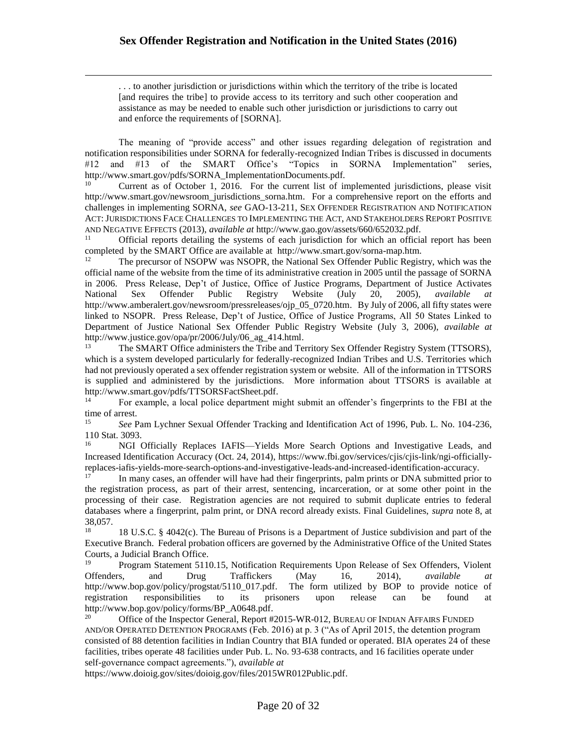> . . . to another jurisdiction or jurisdictions within which the territory of the tribe is located [and requires the tribe] to provide access to its territory and such other cooperation and assistance as may be needed to enable such other jurisdiction or jurisdictions to carry out and enforce the requirements of [SORNA].

The meaning of "provide access" and other issues regarding delegation of registration and notification responsibilities under SORNA for federally-recognized Indian Tribes is discussed in documents #12 and #13 of the SMART Office's "Topics in SORNA Implementation" series, http://www.smart.gov/pdfs/SORNA_ImplementationDocuments.pdf.

[10] Current as of October 1, 2016. For the current list of implemented jurisdictions, please visit http://www.smart.gov/newsroom_jurisdictions_sorna.htm. For a comprehensive report on the efforts and challenges in implementing SORNA, *see* GAO-13-211, SEX OFFENDER REGISTRATION AND NOTIFICATION ACT: JURISDICTIONS FACE CHALLENGES TO IMPLEMENTING THE ACT, AND STAKEHOLDERS REPORT POSITIVE AND NEGATIVE EFFECTS (2013), *available at* http://www.gao.gov/assets/660/652032.pdf.

[11] Official reports detailing the systems of each jurisdiction for which an official report has been completed by the SMART Office are available at http://www.smart.gov/sorna-map.htm.

[12] The precursor of NSOPW was NSOPR, the National Sex Offender Public Registry, which was the official name of the website from the time of its administrative creation in 2005 until the passage of SORNA in 2006. Press Release, Dep't of Justice, Office of Justice Programs, Department of Justice Activates National Sex Offender Public Registry Website (July 20, 2005), *available at* http://www.amberalert.gov/newsroom/pressreleases/ojp_05_0720.htm. By July of 2006, all fifty states were linked to NSOPR. Press Release, Dep't of Justice, Office of Justice Programs, All 50 States Linked to Department of Justice National Sex Offender Public Registry Website (July 3, 2006), *available at* http://www.justice.gov/opa/pr/2006/July/06_ag_414.html.

[13] The SMART Office administers the Tribe and Territory Sex Offender Registry System (TTSORS), which is a system developed particularly for federally-recognized Indian Tribes and U.S. Territories which had not previously operated a sex offender registration system or website. All of the information in TTSORS is supplied and administered by the jurisdictions. More information about TTSORS is available at http://www.smart.gov/pdfs/TTSORSFactSheet.pdf.

[14] For example, a local police department might submit an offender's fingerprints to the FBI at the time of arrest.

[15] *See* Pam Lychner Sexual Offender Tracking and Identification Act of 1996, Pub. L. No. 104-236, 110 Stat. 3093.

[16] NGI Officially Replaces IAFIS—Yields More Search Options and Investigative Leads, and Increased Identification Accuracy (Oct. 24, 2014), https://www.fbi.gov/services/cjis/cjis-link/ngi-officially-replaces-iafis-yields-more-search-options-and-investigative-leads-and-increased-identification-accuracy.

[17] In many cases, an offender will have had their fingerprints, palm prints or DNA submitted prior to the registration process, as part of their arrest, sentencing, incarceration, or at some other point in the processing of their case. Registration agencies are not required to submit duplicate entries to federal databases where a fingerprint, palm print, or DNA record already exists. Final Guidelines, *supra* note 8, at 38,057.

[18] 18 U.S.C. § 4042(c). The Bureau of Prisons is a Department of Justice subdivision and part of the Executive Branch. Federal probation officers are governed by the Administrative Office of the United States Courts, a Judicial Branch Office.

[19] Program Statement 5110.15, Notification Requirements Upon Release of Sex Offenders, Violent Offenders, and Drug Traffickers (May 16, 2014), *available at* http://www.bop.gov/policy/progstat/5110_017.pdf. The form utilized by BOP to provide notice of registration responsibilities to its prisoners upon release can be found at http://www.bop.gov/policy/forms/BP_A0648.pdf.

[20] Office of the Inspector General, Report #2015-WR-012, BUREAU OF INDIAN AFFAIRS FUNDED AND/OR OPERATED DETENTION PROGRAMS (Feb. 2016) at p. 3 ("As of April 2015, the detention program consisted of 88 detention facilities in Indian Country that BIA funded or operated. BIA operates 24 of these facilities, tribes operate 48 facilities under Pub. L. No. 93-638 contracts, and 16 facilities operate under self-governance compact agreements."), *available at* https://www.doioig.gov/sites/doioig.gov/files/2015WR012Public.pdf.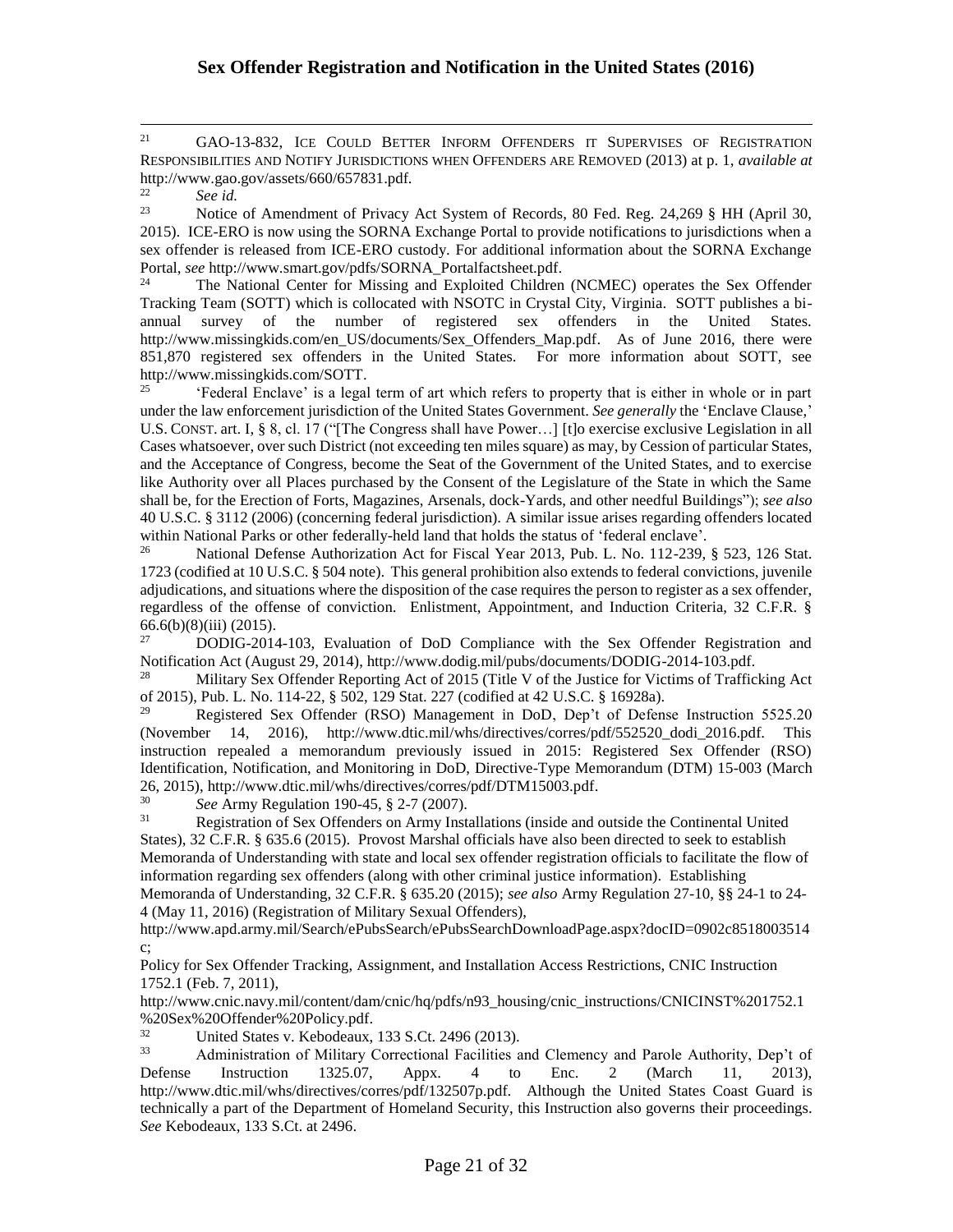[21] GAO-13-832, ICE COULD BETTER INFORM OFFENDERS IT SUPERVISES OF REGISTRATION RESPONSIBILITIES AND NOTIFY JURISDICTIONS WHEN OFFENDERS ARE REMOVED (2013) at p. 1, *available at* http://www.gao.gov/assets/660/657831.pdf.

[22] *See id.*

[23] Notice of Amendment of Privacy Act System of Records, 80 Fed. Reg. 24,269 § HH (April 30, 2015). ICE-ERO is now using the SORNA Exchange Portal to provide notifications to jurisdictions when a sex offender is released from ICE-ERO custody. For additional information about the SORNA Exchange Portal, *see* http://www.smart.gov/pdfs/SORNA_Portalfactsheet.pdf.

[24] The National Center for Missing and Exploited Children (NCMEC) operates the Sex Offender Tracking Team (SOTT) which is collocated with NSOTC in Crystal City, Virginia. SOTT publishes a bi-annual survey of the number of registered sex offenders in the United States. http://www.missingkids.com/en_US/documents/Sex_Offenders_Map.pdf. As of June 2016, there were 851,870 registered sex offenders in the United States. For more information about SOTT, see http://www.missingkids.com/SOTT.

[25] 'Federal Enclave' is a legal term of art which refers to property that is either in whole or in part under the law enforcement jurisdiction of the United States Government. *See generally* the 'Enclave Clause,' U.S. CONST. art. I, § 8, cl. 17 ("[The Congress shall have Power…] [t]o exercise exclusive Legislation in all Cases whatsoever, over such District (not exceeding ten miles square) as may, by Cession of particular States, and the Acceptance of Congress, become the Seat of the Government of the United States, and to exercise like Authority over all Places purchased by the Consent of the Legislature of the State in which the Same shall be, for the Erection of Forts, Magazines, Arsenals, dock-Yards, and other needful Buildings"); *see also* 40 U.S.C. § 3112 (2006) (concerning federal jurisdiction). A similar issue arises regarding offenders located within National Parks or other federally-held land that holds the status of 'federal enclave'.

[26] National Defense Authorization Act for Fiscal Year 2013, Pub. L. No. 112-239, § 523, 126 Stat. 1723 (codified at 10 U.S.C. § 504 note). This general prohibition also extends to federal convictions, juvenile adjudications, and situations where the disposition of the case requires the person to register as a sex offender, regardless of the offense of conviction. Enlistment, Appointment, and Induction Criteria, 32 C.F.R. § 66.6(b)(8)(iii) (2015).

[27] DODIG-2014-103, Evaluation of DoD Compliance with the Sex Offender Registration and Notification Act (August 29, 2014), http://www.dodig.mil/pubs/documents/DODIG-2014-103.pdf.

[28] Military Sex Offender Reporting Act of 2015 (Title V of the Justice for Victims of Trafficking Act of 2015), Pub. L. No. 114-22, § 502, 129 Stat. 227 (codified at 42 U.S.C. § 16928a).

[29] Registered Sex Offender (RSO) Management in DoD, Dep't of Defense Instruction 5525.20 (November 14, 2016), http://www.dtic.mil/whs/directives/corres/pdf/552520_dodi_2016.pdf. This instruction repealed a memorandum previously issued in 2015: Registered Sex Offender (RSO) Identification, Notification, and Monitoring in DoD, Directive-Type Memorandum (DTM) 15-003 (March 26, 2015), http://www.dtic.mil/whs/directives/corres/pdf/DTM15003.pdf.

[30] *See* Army Regulation 190-45, § 2-7 (2007).

[31] Registration of Sex Offenders on Army Installations (inside and outside the Continental United States), 32 C.F.R. § 635.6 (2015). Provost Marshal officials have also been directed to seek to establish Memoranda of Understanding with state and local sex offender registration officials to facilitate the flow of information regarding sex offenders (along with other criminal justice information). Establishing Memoranda of Understanding, 32 C.F.R. § 635.20 (2015); *see also* Army Regulation 27-10, §§ 24-1 to 24-4 (May 11, 2016) (Registration of Military Sexual Offenders), http://www.apd.army.mil/Search/ePubsSearch/ePubsSearchDownloadPage.aspx?docID=0902c8518003514c;
Policy for Sex Offender Tracking, Assignment, and Installation Access Restrictions, CNIC Instruction 1752.1 (Feb. 7, 2011), http://www.cnic.navy.mil/content/dam/cnic/hq/pdfs/n93_housing/cnic_instructions/CNICINST%201752.1%20Sex%20Offender%20Policy.pdf.

[32] United States v. Kebodeaux, 133 S.Ct. 2496 (2013).

[33] Administration of Military Correctional Facilities and Clemency and Parole Authority, Dep't of Defense Instruction 1325.07, Appx. 4 to Enc. 2 (March 11, 2013), http://www.dtic.mil/whs/directives/corres/pdf/132507p.pdf. Although the United States Coast Guard is technically a part of the Department of Homeland Security, this Instruction also governs their proceedings. *See* Kebodeaux, 133 S.Ct. at 2496.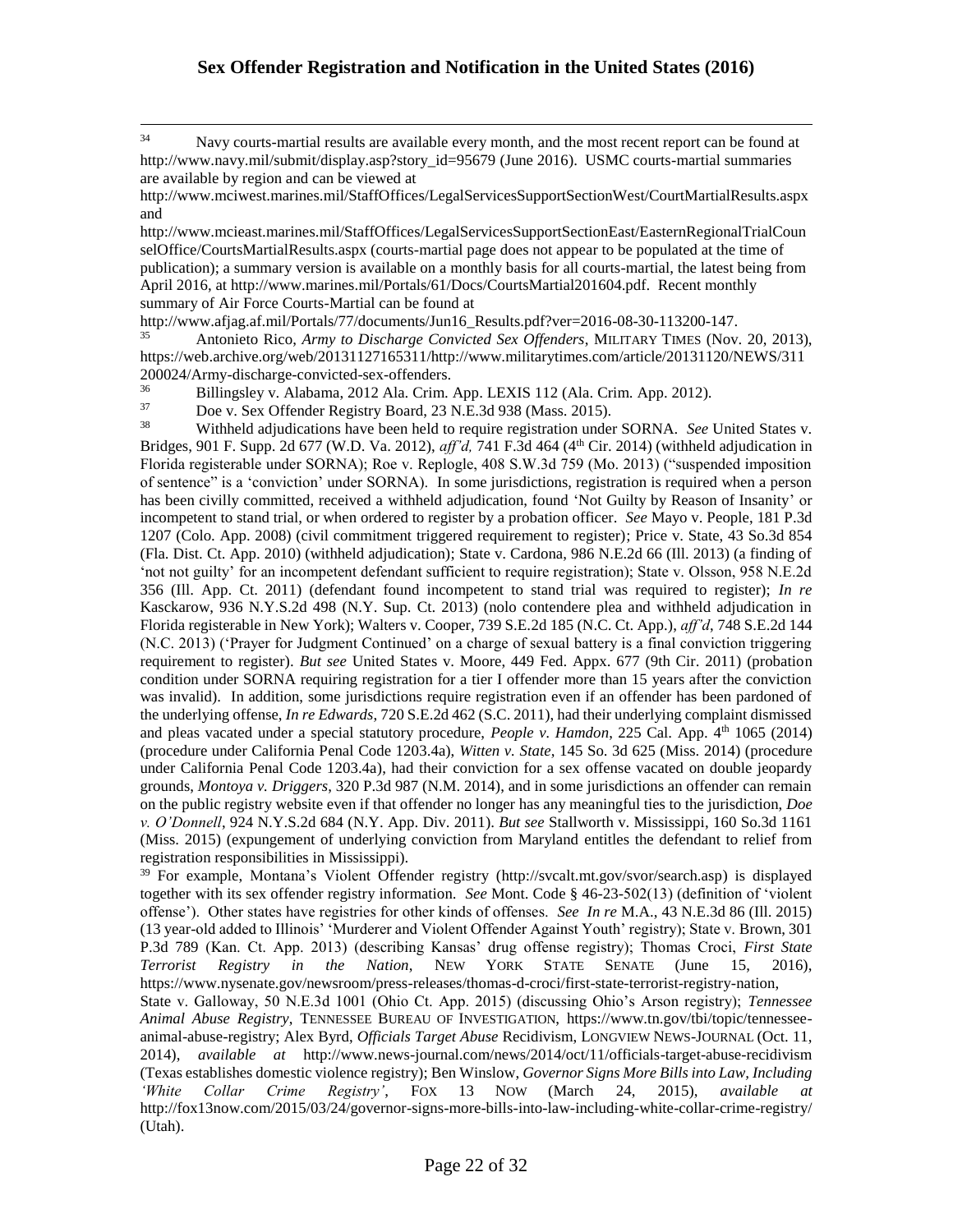[34] Navy courts-martial results are available every month, and the most recent report can be found at http://www.navy.mil/submit/display.asp?story_id=95679 (June 2016). USMC courts-martial summaries are available by region and can be viewed at http://www.mciwest.marines.mil/StaffOffices/LegalServicesSupportSectionWest/CourtMartialResults.aspx and http://www.mcieast.marines.mil/StaffOffices/LegalServicesSupportSectionEast/EasternRegionalTrialCounselOffice/CourtsMartialResults.aspx (courts-martial page does not appear to be populated at the time of publication); a summary version is available on a monthly basis for all courts-martial, the latest being from April 2016, at http://www.marines.mil/Portals/61/Docs/CourtsMartial201604.pdf. Recent monthly summary of Air Force Courts-Martial can be found at http://www.afjag.af.mil/Portals/77/documents/Jun16_Results.pdf?ver=2016-08-30-113200-147.

[35] Antonieto Rico, *Army to Discharge Convicted Sex Offenders*, MILITARY TIMES (Nov. 20, 2013), https://web.archive.org/web/20131127165311/http://www.militarytimes.com/article/20131120/NEWS/311200024/Army-discharge-convicted-sex-offenders.

[36] Billingsley v. Alabama, 2012 Ala. Crim. App. LEXIS 112 (Ala. Crim. App. 2012).

[37] Doe v. Sex Offender Registry Board, 23 N.E.3d 938 (Mass. 2015).

[38] Withheld adjudications have been held to require registration under SORNA. *See* United States v. Bridges, 901 F. Supp. 2d 677 (W.D. Va. 2012), *aff'd,* 741 F.3d 464 (4th Cir. 2014) (withheld adjudication in Florida registerable under SORNA); Roe v. Replogle, 408 S.W.3d 759 (Mo. 2013) ("suspended imposition of sentence" is a 'conviction' under SORNA). In some jurisdictions, registration is required when a person has been civilly committed, received a withheld adjudication, found 'Not Guilty by Reason of Insanity' or incompetent to stand trial, or when ordered to register by a probation officer. *See* Mayo v. People, 181 P.3d 1207 (Colo. App. 2008) (civil commitment triggered requirement to register); Price v. State, 43 So.3d 854 (Fla. Dist. Ct. App. 2010) (withheld adjudication); State v. Cardona, 986 N.E.2d 66 (Ill. 2013) (a finding of 'not not guilty' for an incompetent defendant sufficient to require registration); State v. Olsson, 958 N.E.2d 356 (Ill. App. Ct. 2011) (defendant found incompetent to stand trial was required to register); *In re* Kasckarow, 936 N.Y.S.2d 498 (N.Y. Sup. Ct. 2013) (nolo contendere plea and withheld adjudication in Florida registerable in New York); Walters v. Cooper, 739 S.E.2d 185 (N.C. Ct. App.), *aff'd*, 748 S.E.2d 144 (N.C. 2013) ('Prayer for Judgment Continued' on a charge of sexual battery is a final conviction triggering requirement to register). *But see* United States v. Moore, 449 Fed. Appx. 677 (9th Cir. 2011) (probation condition under SORNA requiring registration for a tier I offender more than 15 years after the conviction was invalid). In addition, some jurisdictions require registration even if an offender has been pardoned of the underlying offense, *In re Edwards*, 720 S.E.2d 462 (S.C. 2011), had their underlying complaint dismissed and pleas vacated under a special statutory procedure, *People v. Hamdon*, 225 Cal. App. 4th 1065 (2014) (procedure under California Penal Code 1203.4a), *Witten v. State*, 145 So. 3d 625 (Miss. 2014) (procedure under California Penal Code 1203.4a), had their conviction for a sex offense vacated on double jeopardy grounds, *Montoya v. Driggers*, 320 P.3d 987 (N.M. 2014), and in some jurisdictions an offender can remain on the public registry website even if that offender no longer has any meaningful ties to the jurisdiction, *Doe v. O'Donnell*, 924 N.Y.S.2d 684 (N.Y. App. Div. 2011). *But see* Stallworth v. Mississippi, 160 So.3d 1161 (Miss. 2015) (expungement of underlying conviction from Maryland entitles the defendant to relief from registration responsibilities in Mississippi).

[39] For example, Montana's Violent Offender registry (http://svcalt.mt.gov/svor/search.asp) is displayed together with its sex offender registry information. *See* Mont. Code § 46-23-502(13) (definition of 'violent offense'). Other states have registries for other kinds of offenses. *See In re* M.A., 43 N.E.3d 86 (Ill. 2015) (13 year-old added to Illinois' 'Murderer and Violent Offender Against Youth' registry); State v. Brown, 301 P.3d 789 (Kan. Ct. App. 2013) (describing Kansas' drug offense registry); Thomas Croci, *First State Terrorist Registry in the Nation*, NEW YORK STATE SENATE (June 15, 2016), https://www.nysenate.gov/newsroom/press-releases/thomas-d-croci/first-state-terrorist-registry-nation, State v. Galloway, 50 N.E.3d 1001 (Ohio Ct. App. 2015) (discussing Ohio's Arson registry); *Tennessee Animal Abuse Registry*, TENNESSEE BUREAU OF INVESTIGATION, https://www.tn.gov/tbi/topic/tennessee-animal-abuse-registry; Alex Byrd, *Officials Target Abuse* Recidivism, LONGVIEW NEWS-JOURNAL (Oct. 11, 2014), *available at* http://www.news-journal.com/news/2014/oct/11/officials-target-abuse-recidivism (Texas establishes domestic violence registry); Ben Winslow, *Governor Signs More Bills into Law, Including 'White Collar Crime Registry'*, FOX 13 NOW (March 24, 2015), *available at* http://fox13now.com/2015/03/24/governor-signs-more-bills-into-law-including-white-collar-crime-registry/ (Utah).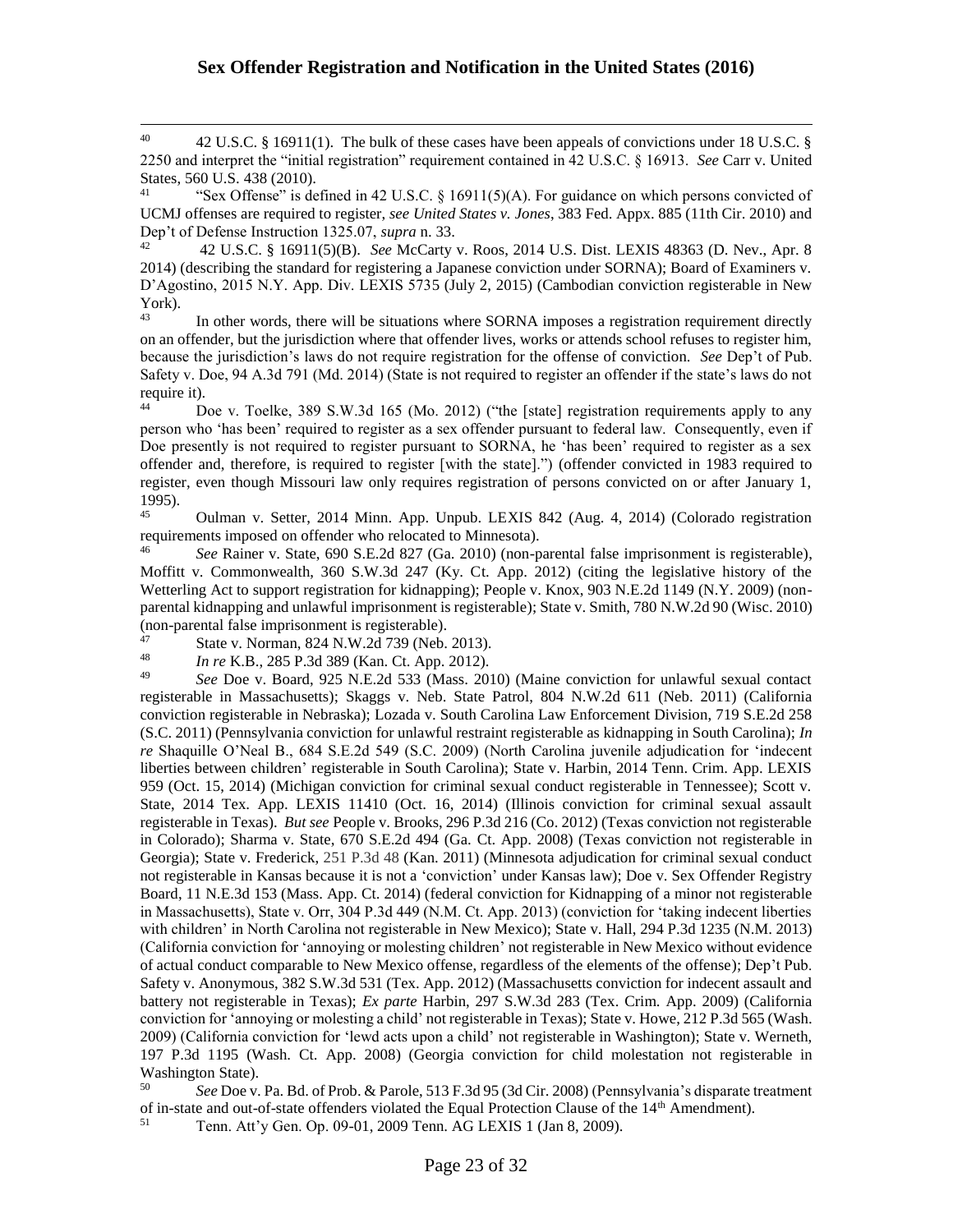[40] 42 U.S.C. § 16911(1). The bulk of these cases have been appeals of convictions under 18 U.S.C. § 2250 and interpret the "initial registration" requirement contained in 42 U.S.C. § 16913. *See* Carr v. United States, 560 U.S. 438 (2010).

[41] "Sex Offense" is defined in 42 U.S.C. § 16911(5)(A). For guidance on which persons convicted of UCMJ offenses are required to register, *see United States v. Jones*, 383 Fed. Appx. 885 (11th Cir. 2010) and Dep't of Defense Instruction 1325.07, *supra* n. 33.

[42] 42 U.S.C. § 16911(5)(B). *See* McCarty v. Roos, 2014 U.S. Dist. LEXIS 48363 (D. Nev., Apr. 8 2014) (describing the standard for registering a Japanese conviction under SORNA); Board of Examiners v. D'Agostino, 2015 N.Y. App. Div. LEXIS 5735 (July 2, 2015) (Cambodian conviction registerable in New York).

[43] In other words, there will be situations where SORNA imposes a registration requirement directly on an offender, but the jurisdiction where that offender lives, works or attends school refuses to register him, because the jurisdiction's laws do not require registration for the offense of conviction. *See* Dep't of Pub. Safety v. Doe, 94 A.3d 791 (Md. 2014) (State is not required to register an offender if the state's laws do not require it).

[44] Doe v. Toelke, 389 S.W.3d 165 (Mo. 2012) ("the [state] registration requirements apply to any person who 'has been' required to register as a sex offender pursuant to federal law. Consequently, even if Doe presently is not required to register pursuant to SORNA, he 'has been' required to register as a sex offender and, therefore, is required to register [with the state].") (offender convicted in 1983 required to register, even though Missouri law only requires registration of persons convicted on or after January 1, 1995).

[45] Oulman v. Setter, 2014 Minn. App. Unpub. LEXIS 842 (Aug. 4, 2014) (Colorado registration requirements imposed on offender who relocated to Minnesota).

[46] *See* Rainer v. State, 690 S.E.2d 827 (Ga. 2010) (non-parental false imprisonment is registerable), Moffitt v. Commonwealth, 360 S.W.3d 247 (Ky. Ct. App. 2012) (citing the legislative history of the Wetterling Act to support registration for kidnapping); People v. Knox, 903 N.E.2d 1149 (N.Y. 2009) (non-parental kidnapping and unlawful imprisonment is registerable); State v. Smith, 780 N.W.2d 90 (Wisc. 2010) (non-parental false imprisonment is registerable).

[47] State v. Norman, 824 N.W.2d 739 (Neb. 2013).

[48] *In re* K.B., 285 P.3d 389 (Kan. Ct. App. 2012).

[49] *See* Doe v. Board, 925 N.E.2d 533 (Mass. 2010) (Maine conviction for unlawful sexual contact registerable in Massachusetts); Skaggs v. Neb. State Patrol, 804 N.W.2d 611 (Neb. 2011) (California conviction registerable in Nebraska); Lozada v. South Carolina Law Enforcement Division, 719 S.E.2d 258 (S.C. 2011) (Pennsylvania conviction for unlawful restraint registerable as kidnapping in South Carolina); *In re* Shaquille O'Neal B., 684 S.E.2d 549 (S.C. 2009) (North Carolina juvenile adjudication for 'indecent liberties between children' registerable in South Carolina); State v. Harbin, 2014 Tenn. Crim. App. LEXIS 959 (Oct. 15, 2014) (Michigan conviction for criminal sexual conduct registerable in Tennessee); Scott v. State, 2014 Tex. App. LEXIS 11410 (Oct. 16, 2014) (Illinois conviction for criminal sexual assault registerable in Texas). *But see* People v. Brooks, 296 P.3d 216 (Co. 2012) (Texas conviction not registerable in Colorado); Sharma v. State, 670 S.E.2d 494 (Ga. Ct. App. 2008) (Texas conviction not registerable in Georgia); State v. Frederick, 251 P.3d 48 (Kan. 2011) (Minnesota adjudication for criminal sexual conduct not registerable in Kansas because it is not a 'conviction' under Kansas law); Doe v. Sex Offender Registry Board, 11 N.E.3d 153 (Mass. App. Ct. 2014) (federal conviction for Kidnapping of a minor not registerable in Massachusetts), State v. Orr, 304 P.3d 449 (N.M. Ct. App. 2013) (conviction for 'taking indecent liberties with children' in North Carolina not registerable in New Mexico); State v. Hall, 294 P.3d 1235 (N.M. 2013) (California conviction for 'annoying or molesting children' not registerable in New Mexico without evidence of actual conduct comparable to New Mexico offense, regardless of the elements of the offense); Dep't Pub. Safety v. Anonymous, 382 S.W.3d 531 (Tex. App. 2012) (Massachusetts conviction for indecent assault and battery not registerable in Texas); *Ex parte* Harbin, 297 S.W.3d 283 (Tex. Crim. App. 2009) (California conviction for 'annoying or molesting a child' not registerable in Texas); State v. Howe, 212 P.3d 565 (Wash. 2009) (California conviction for 'lewd acts upon a child' not registerable in Washington); State v. Werneth, 197 P.3d 1195 (Wash. Ct. App. 2008) (Georgia conviction for child molestation not registerable in Washington State).

[50] *See* Doe v. Pa. Bd. of Prob. & Parole, 513 F.3d 95 (3d Cir. 2008) (Pennsylvania's disparate treatment of in-state and out-of-state offenders violated the Equal Protection Clause of the 14th Amendment).

[51] Tenn. Att'y Gen. Op. 09-01, 2009 Tenn. AG LEXIS 1 (Jan 8, 2009).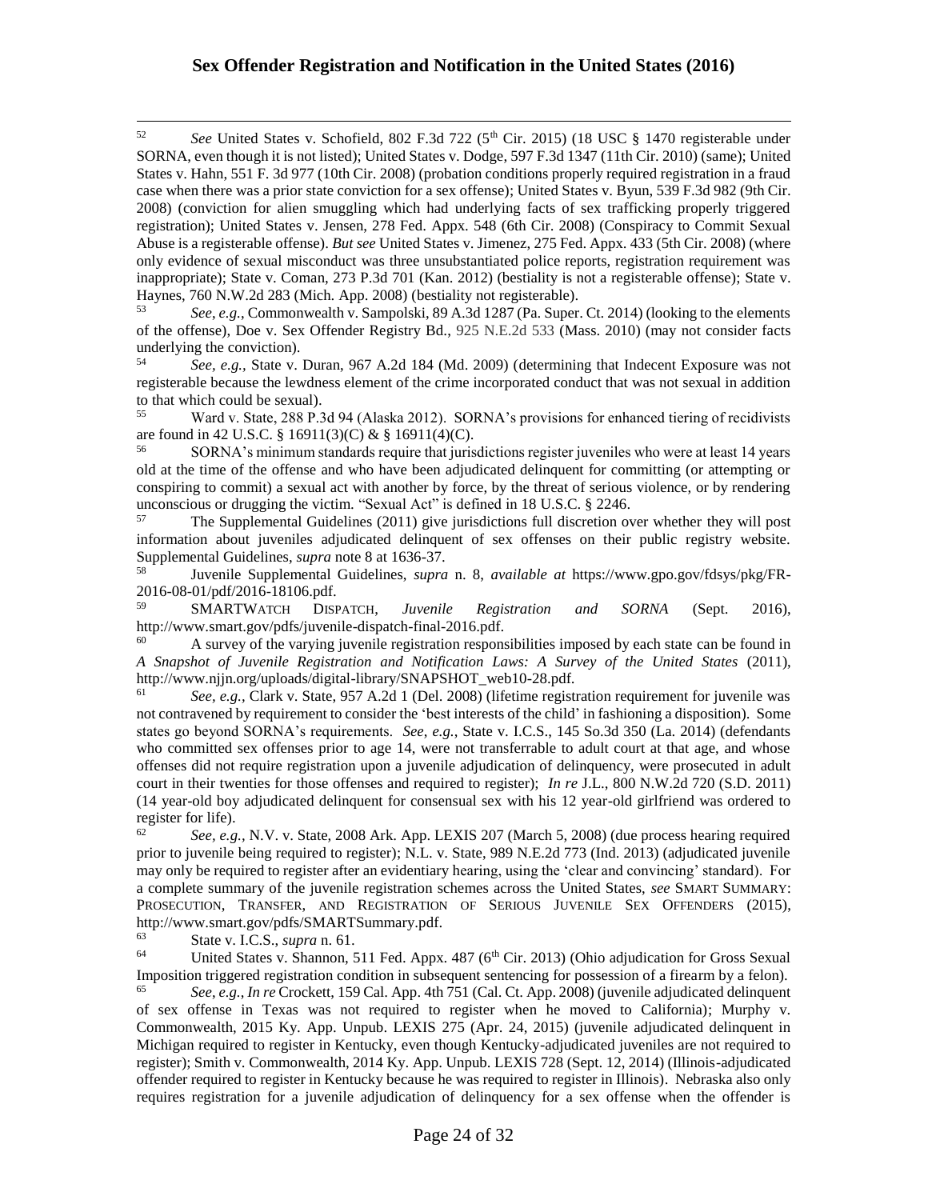[52] *See* United States v. Schofield, 802 F.3d 722 (5th Cir. 2015) (18 USC § 1470 registerable under SORNA, even though it is not listed); United States v. Dodge, 597 F.3d 1347 (11th Cir. 2010) (same); United States v. Hahn, 551 F. 3d 977 (10th Cir. 2008) (probation conditions properly required registration in a fraud case when there was a prior state conviction for a sex offense); United States v. Byun, 539 F.3d 982 (9th Cir. 2008) (conviction for alien smuggling which had underlying facts of sex trafficking properly triggered registration); United States v. Jensen, 278 Fed. Appx. 548 (6th Cir. 2008) (Conspiracy to Commit Sexual Abuse is a registerable offense). *But see* United States v. Jimenez, 275 Fed. Appx. 433 (5th Cir. 2008) (where only evidence of sexual misconduct was three unsubstantiated police reports, registration requirement was inappropriate); State v. Coman, 273 P.3d 701 (Kan. 2012) (bestiality is not a registerable offense); State v. Haynes, 760 N.W.2d 283 (Mich. App. 2008) (bestiality not registerable).

[53] *See, e.g.,* Commonwealth v. Sampolski, 89 A.3d 1287 (Pa. Super. Ct. 2014) (looking to the elements of the offense), Doe v. Sex Offender Registry Bd., 925 N.E.2d 533 (Mass. 2010) (may not consider facts underlying the conviction).

[54] *See, e.g.,* State v. Duran, 967 A.2d 184 (Md. 2009) (determining that Indecent Exposure was not registerable because the lewdness element of the crime incorporated conduct that was not sexual in addition to that which could be sexual).

[55] Ward v. State, 288 P.3d 94 (Alaska 2012). SORNA's provisions for enhanced tiering of recidivists are found in 42 U.S.C. § 16911(3)(C) & § 16911(4)(C).

[56] SORNA's minimum standards require that jurisdictions register juveniles who were at least 14 years old at the time of the offense and who have been adjudicated delinquent for committing (or attempting or conspiring to commit) a sexual act with another by force, by the threat of serious violence, or by rendering unconscious or drugging the victim. "Sexual Act" is defined in 18 U.S.C. § 2246.

[57] The Supplemental Guidelines (2011) give jurisdictions full discretion over whether they will post information about juveniles adjudicated delinquent of sex offenses on their public registry website. Supplemental Guidelines, *supra* note 8 at 1636-37.

[58] Juvenile Supplemental Guidelines, *supra* n. 8, *available at* https://www.gpo.gov/fdsys/pkg/FR-2016-08-01/pdf/2016-18106.pdf.

[59] SMARTWATCH DISPATCH, *Juvenile Registration and SORNA* (Sept. 2016), http://www.smart.gov/pdfs/juvenile-dispatch-final-2016.pdf.

[60] A survey of the varying juvenile registration responsibilities imposed by each state can be found in *A Snapshot of Juvenile Registration and Notification Laws: A Survey of the United States* (2011), http://www.njjn.org/uploads/digital-library/SNAPSHOT_web10-28.pdf.

[61] *See, e.g.,* Clark v. State, 957 A.2d 1 (Del. 2008) (lifetime registration requirement for juvenile was not contravened by requirement to consider the 'best interests of the child' in fashioning a disposition). Some states go beyond SORNA's requirements. *See, e.g.,* State v. I.C.S., 145 So.3d 350 (La. 2014) (defendants who committed sex offenses prior to age 14, were not transferrable to adult court at that age, and whose offenses did not require registration upon a juvenile adjudication of delinquency, were prosecuted in adult court in their twenties for those offenses and required to register); *In re* J.L., 800 N.W.2d 720 (S.D. 2011) (14 year-old boy adjudicated delinquent for consensual sex with his 12 year-old girlfriend was ordered to register for life).

[62] *See, e.g.,* N.V. v. State, 2008 Ark. App. LEXIS 207 (March 5, 2008) (due process hearing required prior to juvenile being required to register); N.L. v. State, 989 N.E.2d 773 (Ind. 2013) (adjudicated juvenile may only be required to register after an evidentiary hearing, using the 'clear and convincing' standard). For a complete summary of the juvenile registration schemes across the United States, *see* SMART SUMMARY: PROSECUTION, TRANSFER, AND REGISTRATION OF SERIOUS JUVENILE SEX OFFENDERS (2015), http://www.smart.gov/pdfs/SMARTSummary.pdf.

[63] State v. I.C.S., *supra* n. 61.

[64] United States v. Shannon, 511 Fed. Appx. 487 (6th Cir. 2013) (Ohio adjudication for Gross Sexual Imposition triggered registration condition in subsequent sentencing for possession of a firearm by a felon).

[65] *See, e.g., In re* Crockett, 159 Cal. App. 4th 751 (Cal. Ct. App. 2008) (juvenile adjudicated delinquent of sex offense in Texas was not required to register when he moved to California); Murphy v. Commonwealth, 2015 Ky. App. Unpub. LEXIS 275 (Apr. 24, 2015) (juvenile adjudicated delinquent in Michigan required to register in Kentucky, even though Kentucky-adjudicated juveniles are not required to register); Smith v. Commonwealth, 2014 Ky. App. Unpub. LEXIS 728 (Sept. 12, 2014) (Illinois-adjudicated offender required to register in Kentucky because he was required to register in Illinois). Nebraska also only requires registration for a juvenile adjudication of delinquency for a sex offense when the offender is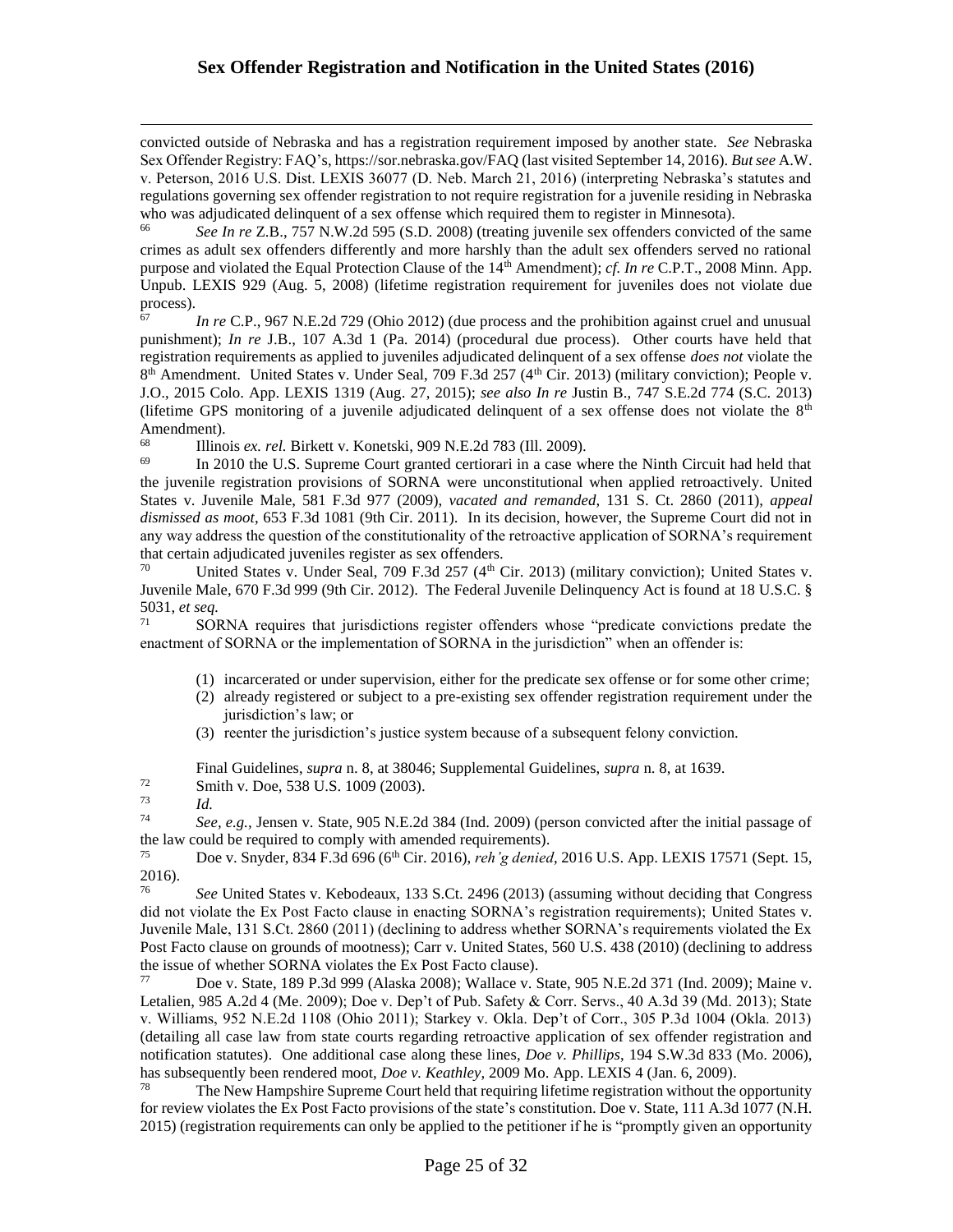convicted outside of Nebraska and has a registration requirement imposed by another state. *See* Nebraska Sex Offender Registry: FAQ's, https://sor.nebraska.gov/FAQ (last visited September 14, 2016). *But see* A.W. v. Peterson, 2016 U.S. Dist. LEXIS 36077 (D. Neb. March 21, 2016) (interpreting Nebraska's statutes and regulations governing sex offender registration to not require registration for a juvenile residing in Nebraska who was adjudicated delinquent of a sex offense which required them to register in Minnesota).

[66] *See In re* Z.B., 757 N.W.2d 595 (S.D. 2008) (treating juvenile sex offenders convicted of the same crimes as adult sex offenders differently and more harshly than the adult sex offenders served no rational purpose and violated the Equal Protection Clause of the 14th Amendment); *cf. In re* C.P.T., 2008 Minn. App. Unpub. LEXIS 929 (Aug. 5, 2008) (lifetime registration requirement for juveniles does not violate due process).

[67] *In re* C.P., 967 N.E.2d 729 (Ohio 2012) (due process and the prohibition against cruel and unusual punishment); *In re* J.B., 107 A.3d 1 (Pa. 2014) (procedural due process). Other courts have held that registration requirements as applied to juveniles adjudicated delinquent of a sex offense *does not* violate the 8th Amendment. United States v. Under Seal, 709 F.3d 257 (4th Cir. 2013) (military conviction); People v. J.O., 2015 Colo. App. LEXIS 1319 (Aug. 27, 2015); *see also In re* Justin B., 747 S.E.2d 774 (S.C. 2013) (lifetime GPS monitoring of a juvenile adjudicated delinquent of a sex offense does not violate the 8th Amendment).

[68] Illinois *ex. rel.* Birkett v. Konetski, 909 N.E.2d 783 (Ill. 2009).

[69] In 2010 the U.S. Supreme Court granted certiorari in a case where the Ninth Circuit had held that the juvenile registration provisions of SORNA were unconstitutional when applied retroactively. United States v. Juvenile Male, 581 F.3d 977 (2009), *vacated and remanded*, 131 S. Ct. 2860 (2011), *appeal dismissed as moot*, 653 F.3d 1081 (9th Cir. 2011). In its decision, however, the Supreme Court did not in any way address the question of the constitutionality of the retroactive application of SORNA's requirement that certain adjudicated juveniles register as sex offenders.

[70] United States v. Under Seal, 709 F.3d 257 (4th Cir. 2013) (military conviction); United States v. Juvenile Male, 670 F.3d 999 (9th Cir. 2012). The Federal Juvenile Delinquency Act is found at 18 U.S.C. § 5031, *et seq.*

[71] SORNA requires that jurisdictions register offenders whose "predicate convictions predate the enactment of SORNA or the implementation of SORNA in the jurisdiction" when an offender is:

> (1) incarcerated or under supervision, either for the predicate sex offense or for some other crime;
> (2) already registered or subject to a pre-existing sex offender registration requirement under the jurisdiction's law; or
> (3) reenter the jurisdiction's justice system because of a subsequent felony conviction.

Final Guidelines, *supra* n. 8, at 38046; Supplemental Guidelines, *supra* n. 8, at 1639.

[72] Smith v. Doe, 538 U.S. 1009 (2003).

[73] *Id.*

[74] *See, e.g.*, Jensen v. State, 905 N.E.2d 384 (Ind. 2009) (person convicted after the initial passage of the law could be required to comply with amended requirements).

[75] Doe v. Snyder, 834 F.3d 696 (6th Cir. 2016), *reh'g denied*, 2016 U.S. App. LEXIS 17571 (Sept. 15, 2016).

[76] *See* United States v. Kebodeaux, 133 S.Ct. 2496 (2013) (assuming without deciding that Congress did not violate the Ex Post Facto clause in enacting SORNA's registration requirements); United States v. Juvenile Male, 131 S.Ct. 2860 (2011) (declining to address whether SORNA's requirements violated the Ex Post Facto clause on grounds of mootness); Carr v. United States, 560 U.S. 438 (2010) (declining to address the issue of whether SORNA violates the Ex Post Facto clause).

[77] Doe v. State, 189 P.3d 999 (Alaska 2008); Wallace v. State, 905 N.E.2d 371 (Ind. 2009); Maine v. Letalien, 985 A.2d 4 (Me. 2009); Doe v. Dep't of Pub. Safety & Corr. Servs., 40 A.3d 39 (Md. 2013); State v. Williams, 952 N.E.2d 1108 (Ohio 2011); Starkey v. Okla. Dep't of Corr., 305 P.3d 1004 (Okla. 2013) (detailing all case law from state courts regarding retroactive application of sex offender registration and notification statutes). One additional case along these lines, *Doe v. Phillips*, 194 S.W.3d 833 (Mo. 2006), has subsequently been rendered moot, *Doe v. Keathley*, 2009 Mo. App. LEXIS 4 (Jan. 6, 2009).

[78] The New Hampshire Supreme Court held that requiring lifetime registration without the opportunity for review violates the Ex Post Facto provisions of the state's constitution. Doe v. State, 111 A.3d 1077 (N.H. 2015) (registration requirements can only be applied to the petitioner if he is "promptly given an opportunity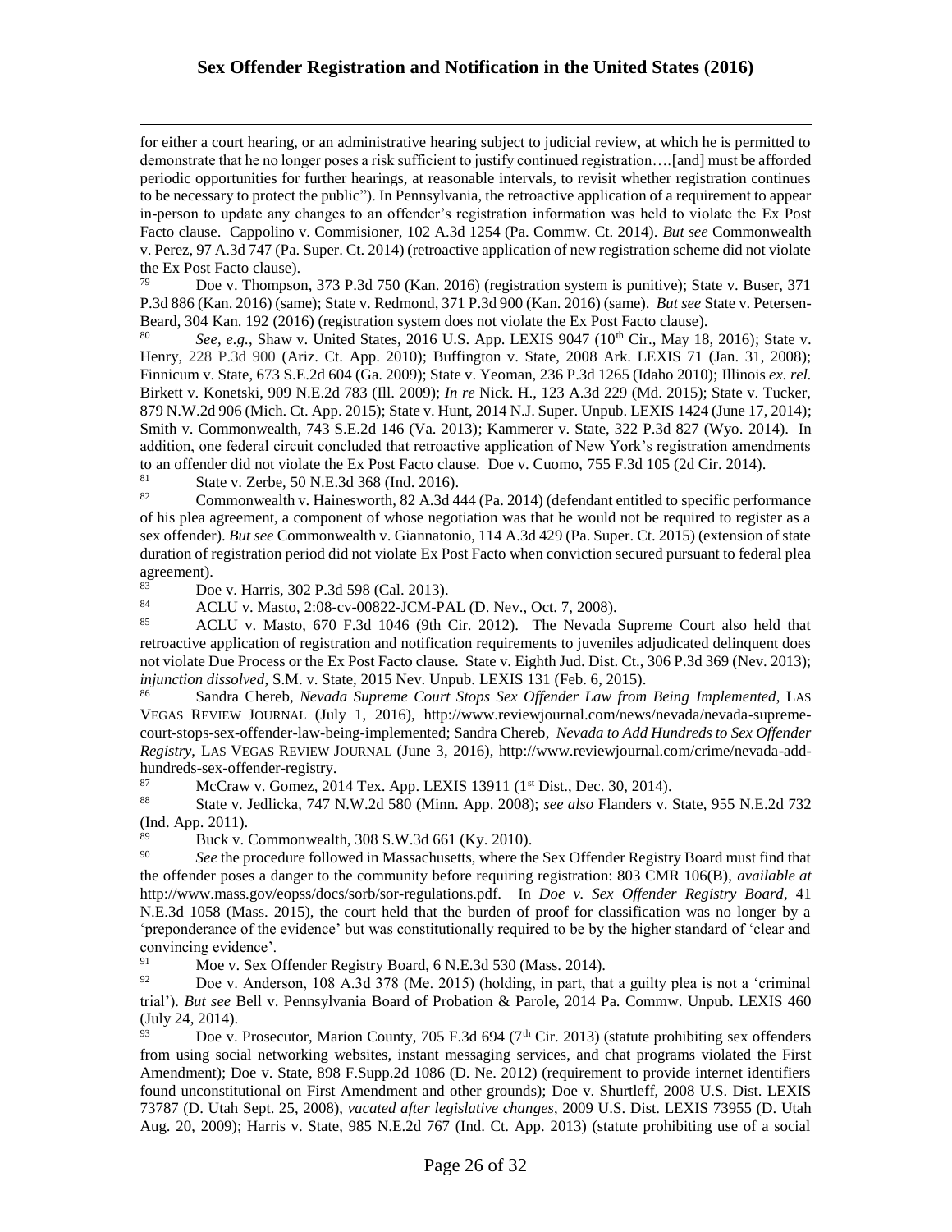for either a court hearing, or an administrative hearing subject to judicial review, at which he is permitted to demonstrate that he no longer poses a risk sufficient to justify continued registration….[and] must be afforded periodic opportunities for further hearings, at reasonable intervals, to revisit whether registration continues to be necessary to protect the public"). In Pennsylvania, the retroactive application of a requirement to appear in-person to update any changes to an offender's registration information was held to violate the Ex Post Facto clause. Cappolino v. Commisioner, 102 A.3d 1254 (Pa. Commw. Ct. 2014). *But see* Commonwealth v. Perez, 97 A.3d 747 (Pa. Super. Ct. 2014) (retroactive application of new registration scheme did not violate the Ex Post Facto clause).

[79] Doe v. Thompson, 373 P.3d 750 (Kan. 2016) (registration system is punitive); State v. Buser, 371 P.3d 886 (Kan. 2016) (same); State v. Redmond, 371 P.3d 900 (Kan. 2016) (same). *But see* State v. Petersen-Beard, 304 Kan. 192 (2016) (registration system does not violate the Ex Post Facto clause).

[80] *See, e.g.*, Shaw v. United States, 2016 U.S. App. LEXIS 9047 (10th Cir., May 18, 2016); State v. Henry, 228 P.3d 900 (Ariz. Ct. App. 2010); Buffington v. State, 2008 Ark. LEXIS 71 (Jan. 31, 2008); Finnicum v. State, 673 S.E.2d 604 (Ga. 2009); State v. Yeoman, 236 P.3d 1265 (Idaho 2010); Illinois *ex. rel.* Birkett v. Konetski, 909 N.E.2d 783 (Ill. 2009); *In re* Nick. H., 123 A.3d 229 (Md. 2015); State v. Tucker, 879 N.W.2d 906 (Mich. Ct. App. 2015); State v. Hunt, 2014 N.J. Super. Unpub. LEXIS 1424 (June 17, 2014); Smith v. Commonwealth, 743 S.E.2d 146 (Va. 2013); Kammerer v. State, 322 P.3d 827 (Wyo. 2014). In addition, one federal circuit concluded that retroactive application of New York's registration amendments to an offender did not violate the Ex Post Facto clause. Doe v. Cuomo, 755 F.3d 105 (2d Cir. 2014).

[81] State v. Zerbe, 50 N.E.3d 368 (Ind. 2016).

[82] Commonwealth v. Hainesworth, 82 A.3d 444 (Pa. 2014) (defendant entitled to specific performance of his plea agreement, a component of whose negotiation was that he would not be required to register as a sex offender). *But see* Commonwealth v. Giannatonio, 114 A.3d 429 (Pa. Super. Ct. 2015) (extension of state duration of registration period did not violate Ex Post Facto when conviction secured pursuant to federal plea agreement).

[83] Doe v. Harris, 302 P.3d 598 (Cal. 2013).

[84] ACLU v. Masto, 2:08-cv-00822-JCM-PAL (D. Nev., Oct. 7, 2008).

[85] ACLU v. Masto, 670 F.3d 1046 (9th Cir. 2012). The Nevada Supreme Court also held that retroactive application of registration and notification requirements to juveniles adjudicated delinquent does not violate Due Process or the Ex Post Facto clause. State v. Eighth Jud. Dist. Ct., 306 P.3d 369 (Nev. 2013); *injunction dissolved*, S.M. v. State, 2015 Nev. Unpub. LEXIS 131 (Feb. 6, 2015).

[86] Sandra Chereb, *Nevada Supreme Court Stops Sex Offender Law from Being Implemented*, LAS VEGAS REVIEW JOURNAL (July 1, 2016), http://www.reviewjournal.com/news/nevada/nevada-supreme-court-stops-sex-offender-law-being-implemented; Sandra Chereb, *Nevada to Add Hundreds to Sex Offender Registry*, LAS VEGAS REVIEW JOURNAL (June 3, 2016), http://www.reviewjournal.com/crime/nevada-add-hundreds-sex-offender-registry.

[87] McCraw v. Gomez, 2014 Tex. App. LEXIS 13911 (1st Dist., Dec. 30, 2014).

[88] State v. Jedlicka, 747 N.W.2d 580 (Minn. App. 2008); *see also* Flanders v. State, 955 N.E.2d 732 (Ind. App. 2011).

[89] Buck v. Commonwealth, 308 S.W.3d 661 (Ky. 2010).

[90] *See* the procedure followed in Massachusetts, where the Sex Offender Registry Board must find that the offender poses a danger to the community before requiring registration: 803 CMR 106(B), *available at* http://www.mass.gov/eopss/docs/sorb/sor-regulations.pdf. In *Doe v. Sex Offender Registry Board*, 41 N.E.3d 1058 (Mass. 2015), the court held that the burden of proof for classification was no longer by a 'preponderance of the evidence' but was constitutionally required to be by the higher standard of 'clear and convincing evidence'.

[91] Moe v. Sex Offender Registry Board, 6 N.E.3d 530 (Mass. 2014).

[92] Doe v. Anderson, 108 A.3d 378 (Me. 2015) (holding, in part, that a guilty plea is not a 'criminal trial'). *But see* Bell v. Pennsylvania Board of Probation & Parole, 2014 Pa. Commw. Unpub. LEXIS 460 (July 24, 2014).

[93] Doe v. Prosecutor, Marion County, 705 F.3d 694 (7th Cir. 2013) (statute prohibiting sex offenders from using social networking websites, instant messaging services, and chat programs violated the First Amendment); Doe v. State, 898 F.Supp.2d 1086 (D. Ne. 2012) (requirement to provide internet identifiers found unconstitutional on First Amendment and other grounds); Doe v. Shurtleff, 2008 U.S. Dist. LEXIS 73787 (D. Utah Sept. 25, 2008), *vacated after legislative changes*, 2009 U.S. Dist. LEXIS 73955 (D. Utah Aug. 20, 2009); Harris v. State, 985 N.E.2d 767 (Ind. Ct. App. 2013) (statute prohibiting use of a social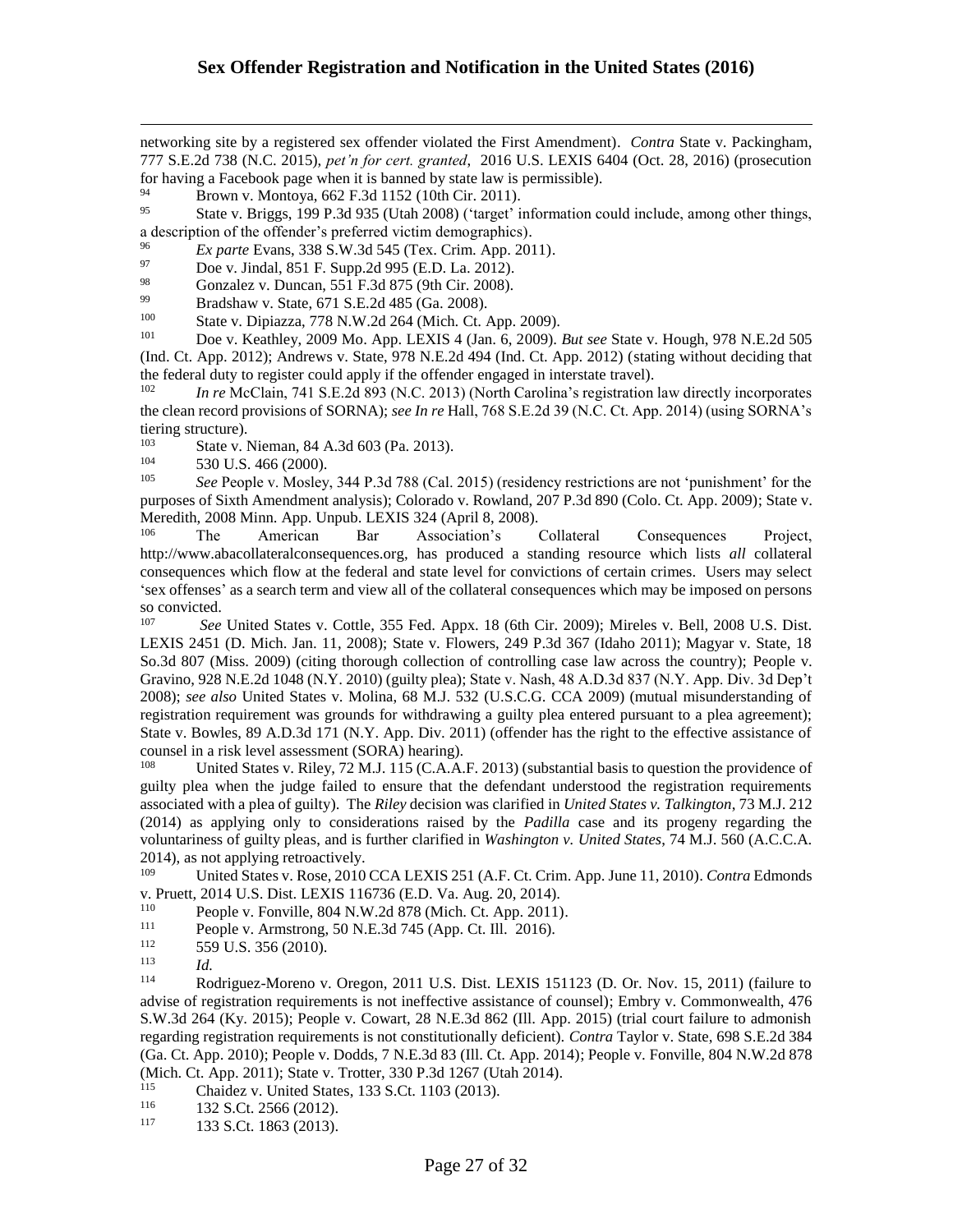networking site by a registered sex offender violated the First Amendment). *Contra* State v. Packingham, 777 S.E.2d 738 (N.C. 2015), *pet'n for cert. granted*, 2016 U.S. LEXIS 6404 (Oct. 28, 2016) (prosecution for having a Facebook page when it is banned by state law is permissible).

[94] Brown v. Montoya, 662 F.3d 1152 (10th Cir. 2011).

[95] State v. Briggs, 199 P.3d 935 (Utah 2008) ('target' information could include, among other things, a description of the offender's preferred victim demographics).

[96] *Ex parte* Evans, 338 S.W.3d 545 (Tex. Crim. App. 2011).

[97] Doe v. Jindal, 851 F. Supp.2d 995 (E.D. La. 2012).

[98] Gonzalez v. Duncan, 551 F.3d 875 (9th Cir. 2008).

[99] Bradshaw v. State, 671 S.E.2d 485 (Ga. 2008).

[100] State v. Dipiazza, 778 N.W.2d 264 (Mich. Ct. App. 2009).

[101] Doe v. Keathley, 2009 Mo. App. LEXIS 4 (Jan. 6, 2009). *But see* State v. Hough, 978 N.E.2d 505 (Ind. Ct. App. 2012); Andrews v. State, 978 N.E.2d 494 (Ind. Ct. App. 2012) (stating without deciding that the federal duty to register could apply if the offender engaged in interstate travel).

[102] *In re* McClain, 741 S.E.2d 893 (N.C. 2013) (North Carolina's registration law directly incorporates the clean record provisions of SORNA); *see In re* Hall, 768 S.E.2d 39 (N.C. Ct. App. 2014) (using SORNA's tiering structure).

[103] State v. Nieman, 84 A.3d 603 (Pa. 2013).

[104] 530 U.S. 466 (2000).

[105] *See* People v. Mosley, 344 P.3d 788 (Cal. 2015) (residency restrictions are not 'punishment' for the purposes of Sixth Amendment analysis); Colorado v. Rowland, 207 P.3d 890 (Colo. Ct. App. 2009); State v. Meredith, 2008 Minn. App. Unpub. LEXIS 324 (April 8, 2008).

[106] The American Bar Association's Collateral Consequences Project, http://www.abacollateralconsequences.org, has produced a standing resource which lists *all* collateral consequences which flow at the federal and state level for convictions of certain crimes. Users may select 'sex offenses' as a search term and view all of the collateral consequences which may be imposed on persons so convicted.

[107] *See* United States v. Cottle, 355 Fed. Appx. 18 (6th Cir. 2009); Mireles v. Bell, 2008 U.S. Dist. LEXIS 2451 (D. Mich. Jan. 11, 2008); State v. Flowers, 249 P.3d 367 (Idaho 2011); Magyar v. State, 18 So.3d 807 (Miss. 2009) (citing thorough collection of controlling case law across the country); People v. Gravino, 928 N.E.2d 1048 (N.Y. 2010) (guilty plea); State v. Nash, 48 A.D.3d 837 (N.Y. App. Div. 3d Dep't 2008); *see also* United States v. Molina, 68 M.J. 532 (U.S.C.G. CCA 2009) (mutual misunderstanding of registration requirement was grounds for withdrawing a guilty plea entered pursuant to a plea agreement); State v. Bowles, 89 A.D.3d 171 (N.Y. App. Div. 2011) (offender has the right to the effective assistance of counsel in a risk level assessment (SORA) hearing).

[108] United States v. Riley, 72 M.J. 115 (C.A.A.F. 2013) (substantial basis to question the providence of guilty plea when the judge failed to ensure that the defendant understood the registration requirements associated with a plea of guilty). The *Riley* decision was clarified in *United States v. Talkington*, 73 M.J. 212 (2014) as applying only to considerations raised by the *Padilla* case and its progeny regarding the voluntariness of guilty pleas, and is further clarified in *Washington v. United States*, 74 M.J. 560 (A.C.C.A. 2014), as not applying retroactively.

[109] United States v. Rose, 2010 CCA LEXIS 251 (A.F. Ct. Crim. App. June 11, 2010). *Contra* Edmonds v. Pruett, 2014 U.S. Dist. LEXIS 116736 (E.D. Va. Aug. 20, 2014).

[110] People v. Fonville, 804 N.W.2d 878 (Mich. Ct. App. 2011).

[111] People v. Armstrong, 50 N.E.3d 745 (App. Ct. Ill. 2016).

[112] 559 U.S. 356 (2010).

[113] *Id.*

[114] Rodriguez-Moreno v. Oregon, 2011 U.S. Dist. LEXIS 151123 (D. Or. Nov. 15, 2011) (failure to advise of registration requirements is not ineffective assistance of counsel); Embry v. Commonwealth, 476 S.W.3d 264 (Ky. 2015); People v. Cowart, 28 N.E.3d 862 (Ill. App. 2015) (trial court failure to admonish regarding registration requirements is not constitutionally deficient). *Contra* Taylor v. State, 698 S.E.2d 384 (Ga. Ct. App. 2010); People v. Dodds, 7 N.E.3d 83 (Ill. Ct. App. 2014); People v. Fonville, 804 N.W.2d 878 (Mich. Ct. App. 2011); State v. Trotter, 330 P.3d 1267 (Utah 2014).

[115] Chaidez v. United States, 133 S.Ct. 1103 (2013).

[116] 132 S.Ct. 2566 (2012).

[117] 133 S.Ct. 1863 (2013).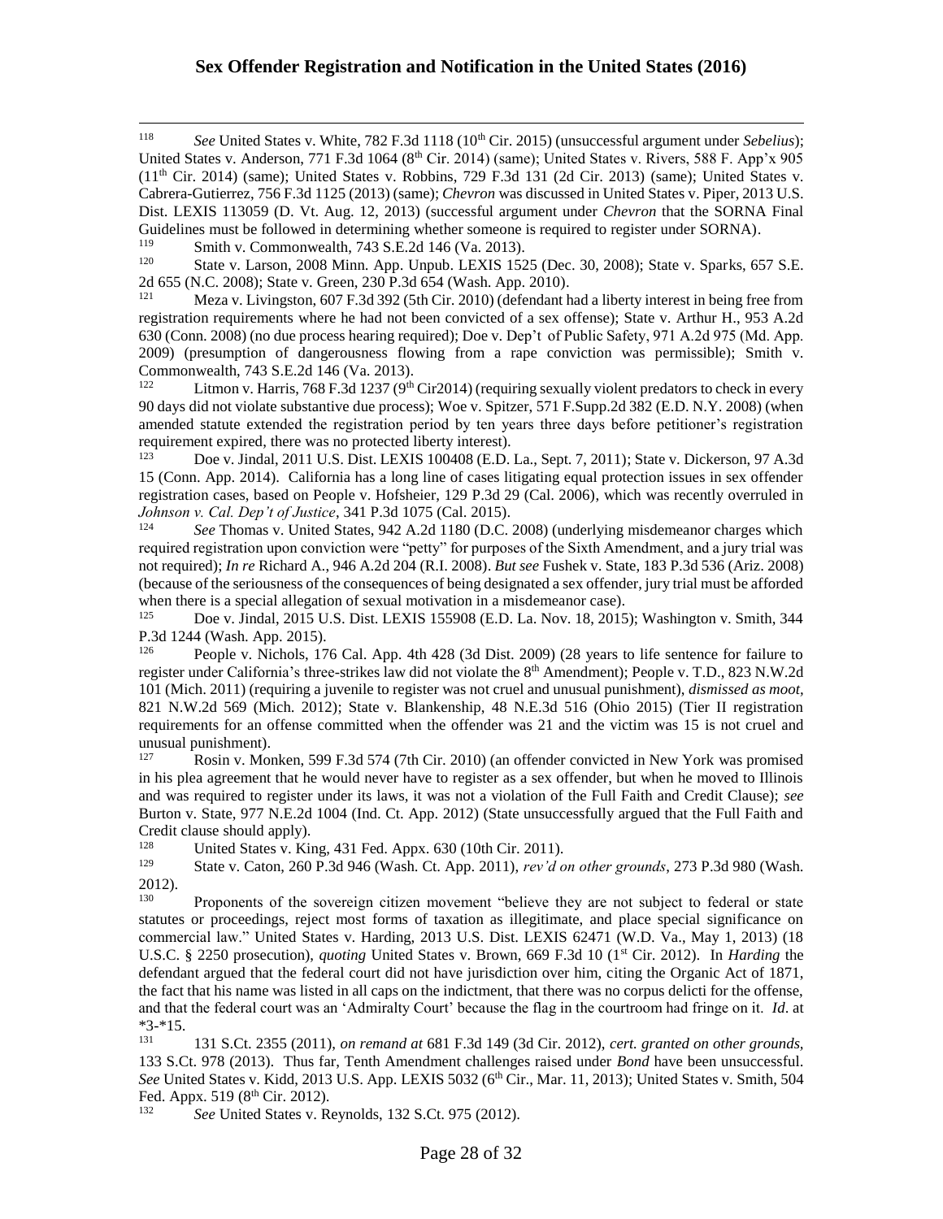118 *See* United States v. White, 782 F.3d 1118 (10th Cir. 2015) (unsuccessful argument under *Sebelius*); United States v. Anderson, 771 F.3d 1064 (8th Cir. 2014) (same); United States v. Rivers, 588 F. App'x 905 (11th Cir. 2014) (same); United States v. Robbins, 729 F.3d 131 (2d Cir. 2013) (same); United States v. Cabrera-Gutierrez, 756 F.3d 1125 (2013) (same); *Chevron* was discussed in United States v. Piper, 2013 U.S. Dist. LEXIS 113059 (D. Vt. Aug. 12, 2013) (successful argument under *Chevron* that the SORNA Final Guidelines must be followed in determining whether someone is required to register under SORNA).

119 Smith v. Commonwealth, 743 S.E.2d 146 (Va. 2013).

120 State v. Larson, 2008 Minn. App. Unpub. LEXIS 1525 (Dec. 30, 2008); State v. Sparks, 657 S.E. 2d 655 (N.C. 2008); State v. Green, 230 P.3d 654 (Wash. App. 2010).

121 Meza v. Livingston, 607 F.3d 392 (5th Cir. 2010) (defendant had a liberty interest in being free from registration requirements where he had not been convicted of a sex offense); State v. Arthur H., 953 A.2d 630 (Conn. 2008) (no due process hearing required); Doe v. Dep't of Public Safety, 971 A.2d 975 (Md. App. 2009) (presumption of dangerousness flowing from a rape conviction was permissible); Smith v. Commonwealth, 743 S.E.2d 146 (Va. 2013).

122 Litmon v. Harris, 768 F.3d 1237 (9th Cir2014) (requiring sexually violent predators to check in every 90 days did not violate substantive due process); Woe v. Spitzer, 571 F.Supp.2d 382 (E.D. N.Y. 2008) (when amended statute extended the registration period by ten years three days before petitioner's registration requirement expired, there was no protected liberty interest).

123 Doe v. Jindal, 2011 U.S. Dist. LEXIS 100408 (E.D. La., Sept. 7, 2011); State v. Dickerson, 97 A.3d 15 (Conn. App. 2014). California has a long line of cases litigating equal protection issues in sex offender registration cases, based on People v. Hofsheier, 129 P.3d 29 (Cal. 2006), which was recently overruled in *Johnson v. Cal. Dep't of Justice*, 341 P.3d 1075 (Cal. 2015).

124 *See* Thomas v. United States, 942 A.2d 1180 (D.C. 2008) (underlying misdemeanor charges which required registration upon conviction were "petty" for purposes of the Sixth Amendment, and a jury trial was not required); *In re* Richard A., 946 A.2d 204 (R.I. 2008). *But see* Fushek v. State, 183 P.3d 536 (Ariz. 2008) (because of the seriousness of the consequences of being designated a sex offender, jury trial must be afforded when there is a special allegation of sexual motivation in a misdemeanor case).

125 Doe v. Jindal, 2015 U.S. Dist. LEXIS 155908 (E.D. La. Nov. 18, 2015); Washington v. Smith, 344 P.3d 1244 (Wash. App. 2015).

126 People v. Nichols, 176 Cal. App. 4th 428 (3d Dist. 2009) (28 years to life sentence for failure to register under California's three-strikes law did not violate the 8th Amendment); People v. T.D., 823 N.W.2d 101 (Mich. 2011) (requiring a juvenile to register was not cruel and unusual punishment), *dismissed as moot*, 821 N.W.2d 569 (Mich. 2012); State v. Blankenship, 48 N.E.3d 516 (Ohio 2015) (Tier II registration requirements for an offense committed when the offender was 21 and the victim was 15 is not cruel and unusual punishment).

127 Rosin v. Monken, 599 F.3d 574 (7th Cir. 2010) (an offender convicted in New York was promised in his plea agreement that he would never have to register as a sex offender, but when he moved to Illinois and was required to register under its laws, it was not a violation of the Full Faith and Credit Clause); *see* Burton v. State, 977 N.E.2d 1004 (Ind. Ct. App. 2012) (State unsuccessfully argued that the Full Faith and Credit clause should apply).

128 United States v. King, 431 Fed. Appx. 630 (10th Cir. 2011).

129 State v. Caton, 260 P.3d 946 (Wash. Ct. App. 2011), *rev'd on other grounds*, 273 P.3d 980 (Wash. 2012).

130 Proponents of the sovereign citizen movement "believe they are not subject to federal or state statutes or proceedings, reject most forms of taxation as illegitimate, and place special significance on commercial law." United States v. Harding, 2013 U.S. Dist. LEXIS 62471 (W.D. Va., May 1, 2013) (18 U.S.C. § 2250 prosecution), *quoting* United States v. Brown, 669 F.3d 10 (1st Cir. 2012). In *Harding* the defendant argued that the federal court did not have jurisdiction over him, citing the Organic Act of 1871, the fact that his name was listed in all caps on the indictment, that there was no corpus delicti for the offense, and that the federal court was an 'Admiralty Court' because the flag in the courtroom had fringe on it. *Id*. at *3-*15.

131 131 S.Ct. 2355 (2011), *on remand at* 681 F.3d 149 (3d Cir. 2012), *cert. granted on other grounds*, 133 S.Ct. 978 (2013). Thus far, Tenth Amendment challenges raised under *Bond* have been unsuccessful. *See* United States v. Kidd, 2013 U.S. App. LEXIS 5032 (6th Cir., Mar. 11, 2013); United States v. Smith, 504 Fed. Appx. 519 (8th Cir. 2012).

132 *See* United States v. Reynolds, 132 S.Ct. 975 (2012).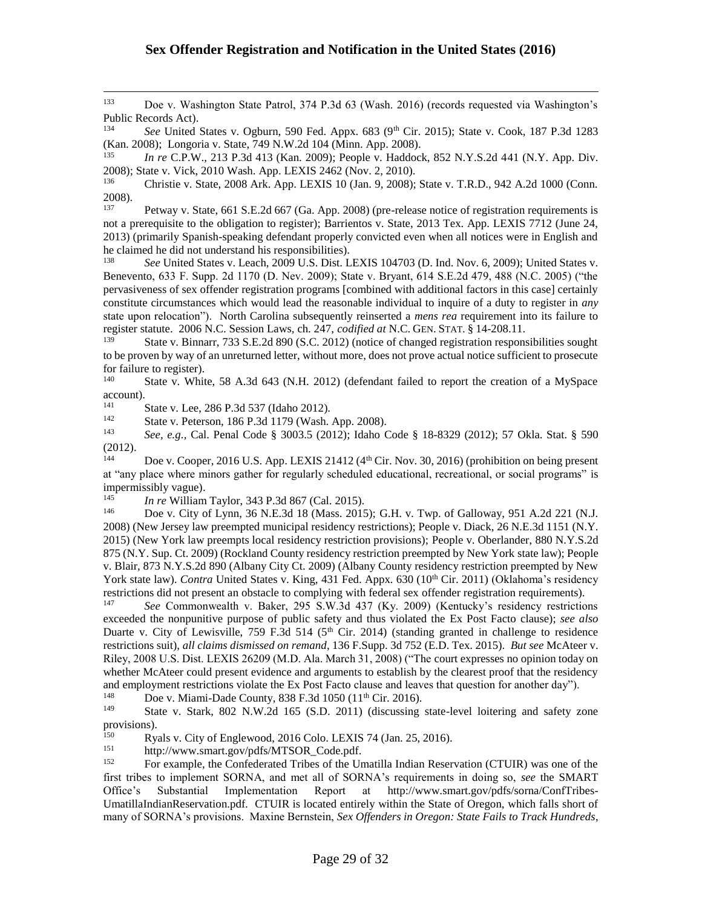[133] Doe v. Washington State Patrol, 374 P.3d 63 (Wash. 2016) (records requested via Washington's Public Records Act).

[134] *See* United States v. Ogburn, 590 Fed. Appx. 683 (9th Cir. 2015); State v. Cook, 187 P.3d 1283 (Kan. 2008); Longoria v. State, 749 N.W.2d 104 (Minn. App. 2008).

[135] *In re* C.P.W., 213 P.3d 413 (Kan. 2009); People v. Haddock, 852 N.Y.S.2d 441 (N.Y. App. Div. 2008); State v. Vick, 2010 Wash. App. LEXIS 2462 (Nov. 2, 2010).

[136] Christie v. State, 2008 Ark. App. LEXIS 10 (Jan. 9, 2008); State v. T.R.D., 942 A.2d 1000 (Conn. 2008).

[137] Petway v. State, 661 S.E.2d 667 (Ga. App. 2008) (pre-release notice of registration requirements is not a prerequisite to the obligation to register); Barrientos v. State, 2013 Tex. App. LEXIS 7712 (June 24, 2013) (primarily Spanish-speaking defendant properly convicted even when all notices were in English and he claimed he did not understand his responsibilities).

[138] *See* United States v. Leach, 2009 U.S. Dist. LEXIS 104703 (D. Ind. Nov. 6, 2009); United States v. Benevento, 633 F. Supp. 2d 1170 (D. Nev. 2009); State v. Bryant, 614 S.E.2d 479, 488 (N.C. 2005) ("the pervasiveness of sex offender registration programs [combined with additional factors in this case] certainly constitute circumstances which would lead the reasonable individual to inquire of a duty to register in *any* state upon relocation"). North Carolina subsequently reinserted a *mens rea* requirement into its failure to register statute. 2006 N.C. Session Laws, ch. 247, *codified at* N.C. GEN. STAT. § 14-208.11.

[139] State v. Binnarr, 733 S.E.2d 890 (S.C. 2012) (notice of changed registration responsibilities sought to be proven by way of an unreturned letter, without more, does not prove actual notice sufficient to prosecute for failure to register).

[140] State v. White, 58 A.3d 643 (N.H. 2012) (defendant failed to report the creation of a MySpace account).

[141] State v. Lee, 286 P.3d 537 (Idaho 2012).

[142] State v. Peterson, 186 P.3d 1179 (Wash. App. 2008).

[143] *See, e.g.*, Cal. Penal Code § 3003.5 (2012); Idaho Code § 18-8329 (2012); 57 Okla. Stat. § 590 (2012).

[144] Doe v. Cooper, 2016 U.S. App. LEXIS 21412 (4th Cir. Nov. 30, 2016) (prohibition on being present at "any place where minors gather for regularly scheduled educational, recreational, or social programs" is impermissibly vague).

[145] *In re* William Taylor, 343 P.3d 867 (Cal. 2015).

[146] Doe v. City of Lynn, 36 N.E.3d 18 (Mass. 2015); G.H. v. Twp. of Galloway, 951 A.2d 221 (N.J. 2008) (New Jersey law preempted municipal residency restrictions); People v. Diack, 26 N.E.3d 1151 (N.Y. 2015) (New York law preempts local residency restriction provisions); People v. Oberlander, 880 N.Y.S.2d 875 (N.Y. Sup. Ct. 2009) (Rockland County residency restriction preempted by New York state law); People v. Blair, 873 N.Y.S.2d 890 (Albany City Ct. 2009) (Albany County residency restriction preempted by New York state law). *Contra* United States v. King, 431 Fed. Appx. 630 (10th Cir. 2011) (Oklahoma's residency restrictions did not present an obstacle to complying with federal sex offender registration requirements).

[147] *See* Commonwealth v. Baker, 295 S.W.3d 437 (Ky. 2009) (Kentucky's residency restrictions exceeded the nonpunitive purpose of public safety and thus violated the Ex Post Facto clause); *see also* Duarte v. City of Lewisville, 759 F.3d 514 (5th Cir. 2014) (standing granted in challenge to residence restrictions suit), *all claims dismissed on remand*, 136 F.Supp. 3d 752 (E.D. Tex. 2015). *But see* McAteer v. Riley, 2008 U.S. Dist. LEXIS 26209 (M.D. Ala. March 31, 2008) ("The court expresses no opinion today on whether McAteer could present evidence and arguments to establish by the clearest proof that the residency and employment restrictions violate the Ex Post Facto clause and leaves that question for another day").

[148] Doe v. Miami-Dade County, 838 F.3d 1050 (11th Cir. 2016).

[149] State v. Stark, 802 N.W.2d 165 (S.D. 2011) (discussing state-level loitering and safety zone provisions).

[150] Ryals v. City of Englewood, 2016 Colo. LEXIS 74 (Jan. 25, 2016).

[151] http://www.smart.gov/pdfs/MTSOR_Code.pdf.

[152] For example, the Confederated Tribes of the Umatilla Indian Reservation (CTUIR) was one of the first tribes to implement SORNA, and met all of SORNA's requirements in doing so, *see* the SMART Office's Substantial Implementation Report at http://www.smart.gov/pdfs/sorna/ConfTribes-UmatillaIndianReservation.pdf. CTUIR is located entirely within the State of Oregon, which falls short of many of SORNA's provisions. Maxine Bernstein, *Sex Offenders in Oregon: State Fails to Track Hundreds*,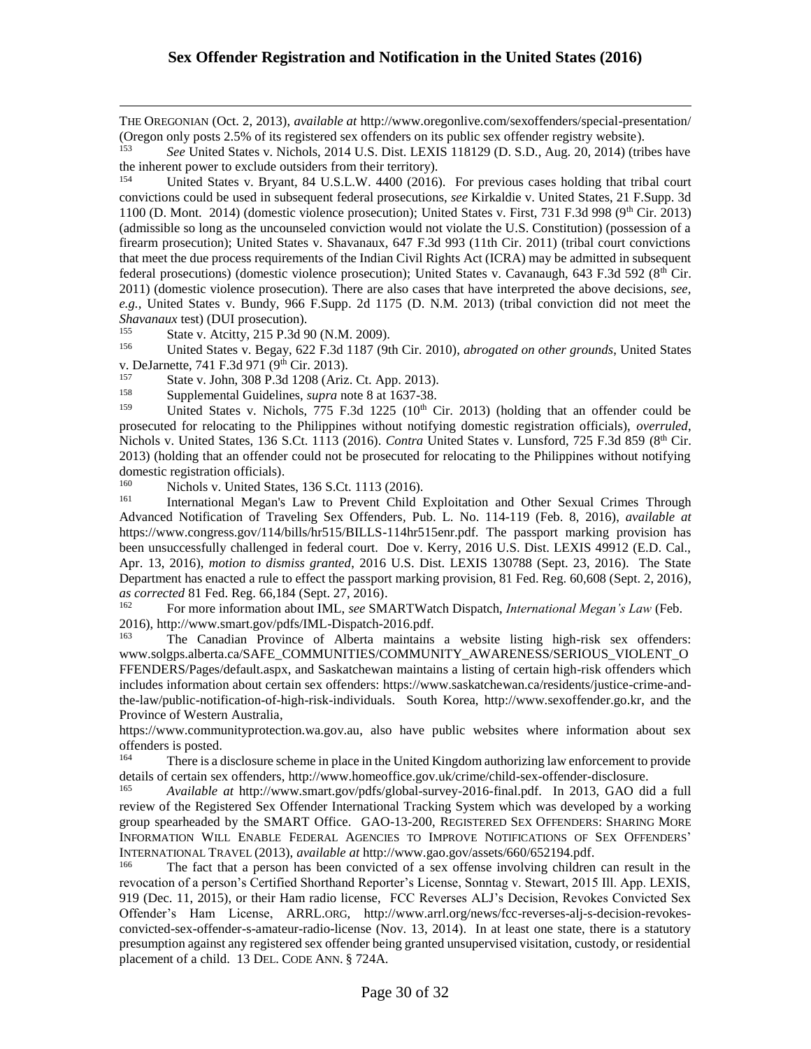THE OREGONIAN (Oct. 2, 2013), *available at* http://www.oregonlive.com/sexoffenders/special-presentation/ (Oregon only posts 2.5% of its registered sex offenders on its public sex offender registry website).

[153] *See* United States v. Nichols, 2014 U.S. Dist. LEXIS 118129 (D. S.D., Aug. 20, 2014) (tribes have the inherent power to exclude outsiders from their territory).

[154] United States v. Bryant, 84 U.S.L.W. 4400 (2016). For previous cases holding that tribal court convictions could be used in subsequent federal prosecutions, *see* Kirkaldie v. United States, 21 F.Supp. 3d 1100 (D. Mont. 2014) (domestic violence prosecution); United States v. First, 731 F.3d 998 (9th Cir. 2013) (admissible so long as the uncounseled conviction would not violate the U.S. Constitution) (possession of a firearm prosecution); United States v. Shavanaux, 647 F.3d 993 (11th Cir. 2011) (tribal court convictions that meet the due process requirements of the Indian Civil Rights Act (ICRA) may be admitted in subsequent federal prosecutions) (domestic violence prosecution); United States v. Cavanaugh, 643 F.3d 592 (8th Cir. 2011) (domestic violence prosecution). There are also cases that have interpreted the above decisions, *see, e.g.*, United States v. Bundy, 966 F.Supp. 2d 1175 (D. N.M. 2013) (tribal conviction did not meet the *Shavanaux* test) (DUI prosecution).

[155] State v. Atcitty, 215 P.3d 90 (N.M. 2009).

[156] United States v. Begay, 622 F.3d 1187 (9th Cir. 2010), *abrogated on other grounds*, United States v. DeJarnette, 741 F.3d 971 (9th Cir. 2013).

[157] State v. John, 308 P.3d 1208 (Ariz. Ct. App. 2013).

[158] Supplemental Guidelines, *supra* note 8 at 1637-38.

[159] United States v. Nichols, 775 F.3d 1225 (10th Cir. 2013) (holding that an offender could be prosecuted for relocating to the Philippines without notifying domestic registration officials), *overruled*, Nichols v. United States, 136 S.Ct. 1113 (2016). *Contra* United States v. Lunsford, 725 F.3d 859 (8th Cir. 2013) (holding that an offender could not be prosecuted for relocating to the Philippines without notifying domestic registration officials).

[160] Nichols v. United States, 136 S.Ct. 1113 (2016).

[161] International Megan's Law to Prevent Child Exploitation and Other Sexual Crimes Through Advanced Notification of Traveling Sex Offenders, Pub. L. No. 114-119 (Feb. 8, 2016), *available at* https://www.congress.gov/114/bills/hr515/BILLS-114hr515enr.pdf. The passport marking provision has been unsuccessfully challenged in federal court. Doe v. Kerry, 2016 U.S. Dist. LEXIS 49912 (E.D. Cal., Apr. 13, 2016), *motion to dismiss granted*, 2016 U.S. Dist. LEXIS 130788 (Sept. 23, 2016). The State Department has enacted a rule to effect the passport marking provision, 81 Fed. Reg. 60,608 (Sept. 2, 2016), *as corrected* 81 Fed. Reg. 66,184 (Sept. 27, 2016).

[162] For more information about IML, *see* SMARTWatch Dispatch, *International Megan's Law* (Feb. 2016), http://www.smart.gov/pdfs/IML-Dispatch-2016.pdf.

[163] The Canadian Province of Alberta maintains a website listing high-risk sex offenders: www.solgps.alberta.ca/SAFE_COMMUNITIES/COMMUNITY_AWARENESS/SERIOUS_VIOLENT_OFFENDERS/Pages/default.aspx, and Saskatchewan maintains a listing of certain high-risk offenders which includes information about certain sex offenders: https://www.saskatchewan.ca/residents/justice-crime-and-the-law/public-notification-of-high-risk-individuals. South Korea, http://www.sexoffender.go.kr, and the Province of Western Australia, https://www.communityprotection.wa.gov.au, also have public websites where information about sex offenders is posted.

[164] There is a disclosure scheme in place in the United Kingdom authorizing law enforcement to provide details of certain sex offenders, http://www.homeoffice.gov.uk/crime/child-sex-offender-disclosure.

[165] *Available at* http://www.smart.gov/pdfs/global-survey-2016-final.pdf. In 2013, GAO did a full review of the Registered Sex Offender International Tracking System which was developed by a working group spearheaded by the SMART Office. GAO-13-200, REGISTERED SEX OFFENDERS: SHARING MORE INFORMATION WILL ENABLE FEDERAL AGENCIES TO IMPROVE NOTIFICATIONS OF SEX OFFENDERS' INTERNATIONAL TRAVEL (2013), *available at* http://www.gao.gov/assets/660/652194.pdf.

[166] The fact that a person has been convicted of a sex offense involving children can result in the revocation of a person's Certified Shorthand Reporter's License, Sonntag v. Stewart, 2015 Ill. App. LEXIS 919 (Dec. 11, 2015), or their Ham radio license, FCC Reverses ALJ's Decision, Revokes Convicted Sex Offender's Ham License, ARRL.ORG, http://www.arrl.org/news/fcc-reverses-alj-s-decision-revokes-convicted-sex-offender-s-amateur-radio-license (Nov. 13, 2014). In at least one state, there is a statutory presumption against any registered sex offender being granted unsupervised visitation, custody, or residential placement of a child. 13 DEL. CODE ANN. § 724A.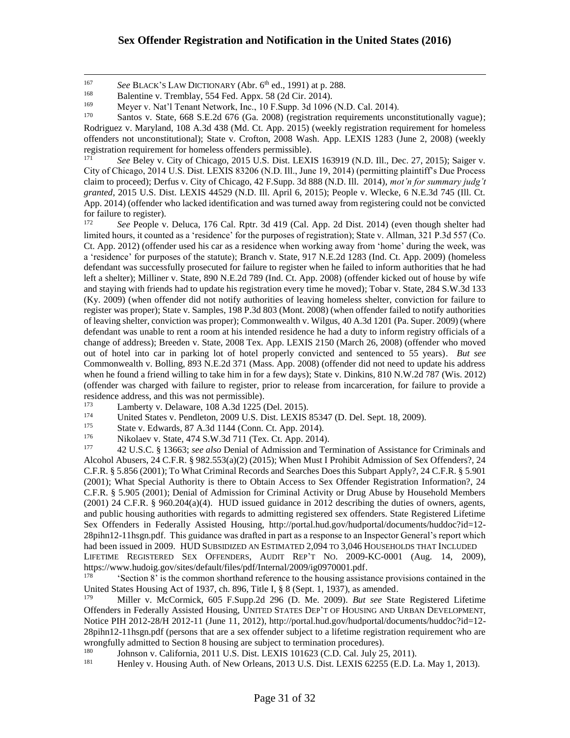[167] *See* BLACK'S LAW DICTIONARY (Abr. 6th ed., 1991) at p. 288.

[168] Balentine v. Tremblay, 554 Fed. Appx. 58 (2d Cir. 2014).

[169] Meyer v. Nat'l Tenant Network, Inc., 10 F.Supp. 3d 1096 (N.D. Cal. 2014).

[170] Santos v. State, 668 S.E.2d 676 (Ga. 2008) (registration requirements unconstitutionally vague); Rodriguez v. Maryland, 108 A.3d 438 (Md. Ct. App. 2015) (weekly registration requirement for homeless offenders not unconstitutional); State v. Crofton, 2008 Wash. App. LEXIS 1283 (June 2, 2008) (weekly registration requirement for homeless offenders permissible).

[171] *See* Beley v. City of Chicago, 2015 U.S. Dist. LEXIS 163919 (N.D. Ill., Dec. 27, 2015); Saiger v. City of Chicago, 2014 U.S. Dist. LEXIS 83206 (N.D. Ill., June 19, 2014) (permitting plaintiff's Due Process claim to proceed); Derfus v. City of Chicago, 42 F.Supp. 3d 888 (N.D. Ill. 2014), *mot'n for summary judg't granted*, 2015 U.S. Dist. LEXIS 44529 (N.D. Ill. April 6, 2015); People v. Wlecke, 6 N.E.3d 745 (Ill. Ct. App. 2014) (offender who lacked identification and was turned away from registering could not be convicted for failure to register).

[172] *See* People v. Deluca, 176 Cal. Rptr. 3d 419 (Cal. App. 2d Dist. 2014) (even though shelter had limited hours, it counted as a 'residence' for the purposes of registration); State v. Allman, 321 P.3d 557 (Co. Ct. App. 2012) (offender used his car as a residence when working away from 'home' during the week, was a 'residence' for purposes of the statute); Branch v. State, 917 N.E.2d 1283 (Ind. Ct. App. 2009) (homeless defendant was successfully prosecuted for failure to register when he failed to inform authorities that he had left a shelter); Milliner v. State, 890 N.E.2d 789 (Ind. Ct. App. 2008) (offender kicked out of house by wife and staying with friends had to update his registration every time he moved); Tobar v. State, 284 S.W.3d 133 (Ky. 2009) (when offender did not notify authorities of leaving homeless shelter, conviction for failure to register was proper); State v. Samples, 198 P.3d 803 (Mont. 2008) (when offender failed to notify authorities of leaving shelter, conviction was proper); Commonwealth v. Wilgus, 40 A.3d 1201 (Pa. Super. 2009) (where defendant was unable to rent a room at his intended residence he had a duty to inform registry officials of a change of address); Breeden v. State, 2008 Tex. App. LEXIS 2150 (March 26, 2008) (offender who moved out of hotel into car in parking lot of hotel properly convicted and sentenced to 55 years). *But see* Commonwealth v. Bolling, 893 N.E.2d 371 (Mass. App. 2008) (offender did not need to update his address when he found a friend willing to take him in for a few days); State v. Dinkins, 810 N.W.2d 787 (Wis. 2012) (offender was charged with failure to register, prior to release from incarceration, for failure to provide a residence address, and this was not permissible).

[173] Lamberty v. Delaware, 108 A.3d 1225 (Del. 2015).

[174] United States v. Pendleton, 2009 U.S. Dist. LEXIS 85347 (D. Del. Sept. 18, 2009).

[175] State v. Edwards, 87 A.3d 1144 (Conn. Ct. App. 2014).

[176] Nikolaev v. State, 474 S.W.3d 711 (Tex. Ct. App. 2014).

[177] 42 U.S.C. § 13663; *see also* Denial of Admission and Termination of Assistance for Criminals and Alcohol Abusers, 24 C.F.R. § 982.553(a)(2) (2015); When Must I Prohibit Admission of Sex Offenders?, 24 C.F.R. § 5.856 (2001); To What Criminal Records and Searches Does this Subpart Apply?, 24 C.F.R. § 5.901 (2001); What Special Authority is there to Obtain Access to Sex Offender Registration Information?, 24 C.F.R. § 5.905 (2001); Denial of Admission for Criminal Activity or Drug Abuse by Household Members (2001) 24 C.F.R. § 960.204(a)(4). HUD issued guidance in 2012 describing the duties of owners, agents, and public housing authorities with regards to admitting registered sex offenders. State Registered Lifetime Sex Offenders in Federally Assisted Housing, http://portal.hud.gov/hudportal/documents/huddoc?id=12-28pihn12-11hsgn.pdf. This guidance was drafted in part as a response to an Inspector General's report which had been issued in 2009. HUD SUBSIDIZED AN ESTIMATED 2,094 TO 3,046 HOUSEHOLDS THAT INCLUDED LIFETIME REGISTERED SEX OFFENDERS, AUDIT REP'T NO. 2009-KC-0001 (Aug. 14, 2009), https://www.hudoig.gov/sites/default/files/pdf/Internal/2009/ig0970001.pdf.

[178] 'Section 8' is the common shorthand reference to the housing assistance provisions contained in the United States Housing Act of 1937, ch. 896, Title I, § 8 (Sept. 1, 1937), as amended.

[179] Miller v. McCormick, 605 F.Supp.2d 296 (D. Me. 2009). *But see* State Registered Lifetime Offenders in Federally Assisted Housing, UNITED STATES DEP'T OF HOUSING AND URBAN DEVELOPMENT, Notice PIH 2012-28/H 2012-11 (June 11, 2012), http://portal.hud.gov/hudportal/documents/huddoc?id=12-28pihn12-11hsgn.pdf (persons that are a sex offender subject to a lifetime registration requirement who are wrongfully admitted to Section 8 housing are subject to termination procedures).

[180] Johnson v. California, 2011 U.S. Dist. LEXIS 101623 (C.D. Cal. July 25, 2011).

[181] Henley v. Housing Auth. of New Orleans, 2013 U.S. Dist. LEXIS 62255 (E.D. La. May 1, 2013).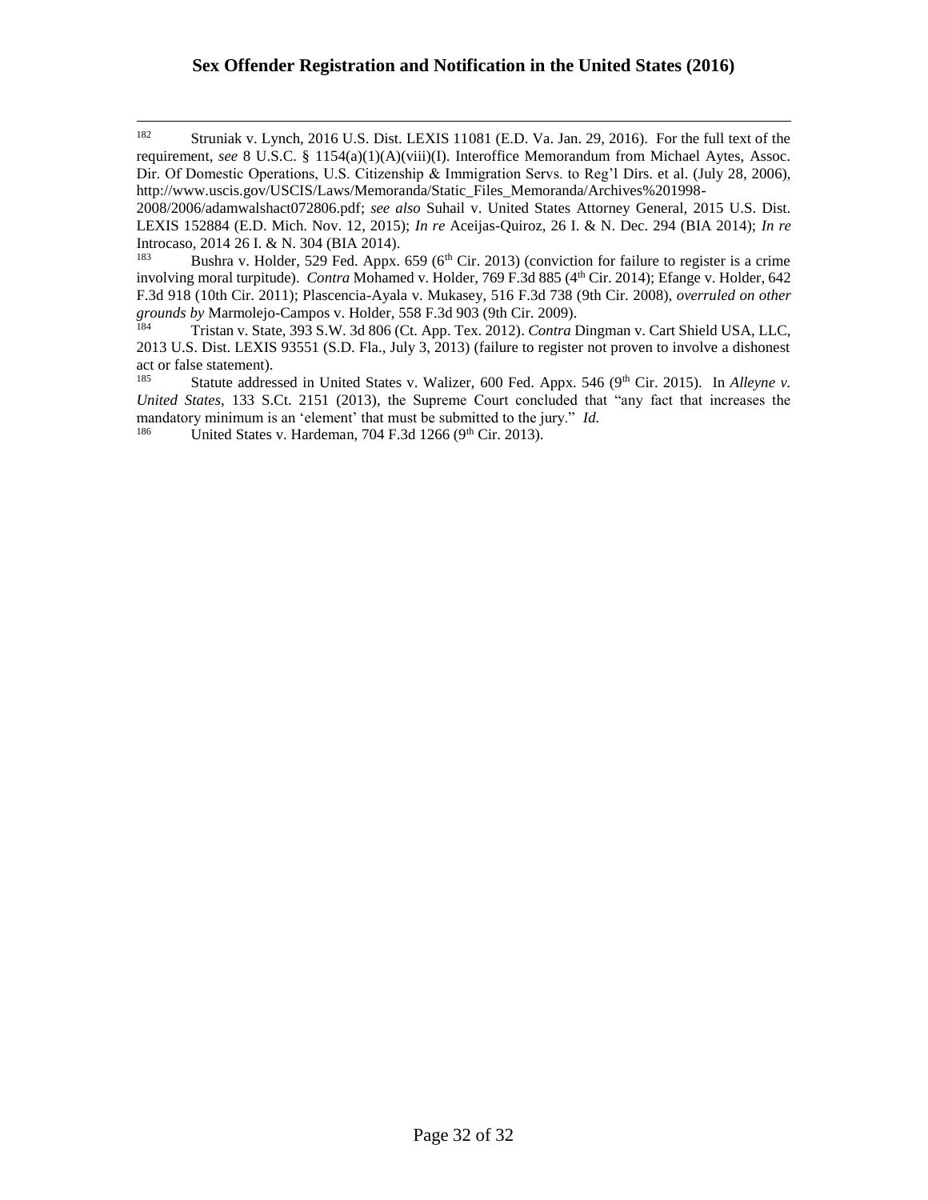[182] Struniak v. Lynch, 2016 U.S. Dist. LEXIS 11081 (E.D. Va. Jan. 29, 2016). For the full text of the requirement, *see* 8 U.S.C. § 1154(a)(1)(A)(viii)(I). Interoffice Memorandum from Michael Aytes, Assoc. Dir. Of Domestic Operations, U.S. Citizenship & Immigration Servs. to Reg'l Dirs. et al. (July 28, 2006), http://www.uscis.gov/USCIS/Laws/Memoranda/Static_Files_Memoranda/Archives%201998-2008/2006/adamwalshact072806.pdf; *see also* Suhail v. United States Attorney General, 2015 U.S. Dist. LEXIS 152884 (E.D. Mich. Nov. 12, 2015); *In re* Aceijas-Quiroz, 26 I. & N. Dec. 294 (BIA 2014); *In re* Introcaso, 2014 26 I. & N. 304 (BIA 2014).

[183] Bushra v. Holder, 529 Fed. Appx. 659 (6th Cir. 2013) (conviction for failure to register is a crime involving moral turpitude). *Contra* Mohamed v. Holder, 769 F.3d 885 (4th Cir. 2014); Efange v. Holder, 642 F.3d 918 (10th Cir. 2011); Plascencia-Ayala v. Mukasey, 516 F.3d 738 (9th Cir. 2008), *overruled on other grounds by* Marmolejo-Campos v. Holder, 558 F.3d 903 (9th Cir. 2009).

[184] Tristan v. State, 393 S.W. 3d 806 (Ct. App. Tex. 2012). *Contra* Dingman v. Cart Shield USA, LLC, 2013 U.S. Dist. LEXIS 93551 (S.D. Fla., July 3, 2013) (failure to register not proven to involve a dishonest act or false statement).

[185] Statute addressed in United States v. Walizer, 600 Fed. Appx. 546 (9th Cir. 2015). In *Alleyne v. United States*, 133 S.Ct. 2151 (2013), the Supreme Court concluded that "any fact that increases the mandatory minimum is an 'element' that must be submitted to the jury." *Id.*

[186] United States v. Hardeman, 704 F.3d 1266 (9th Cir. 2013).